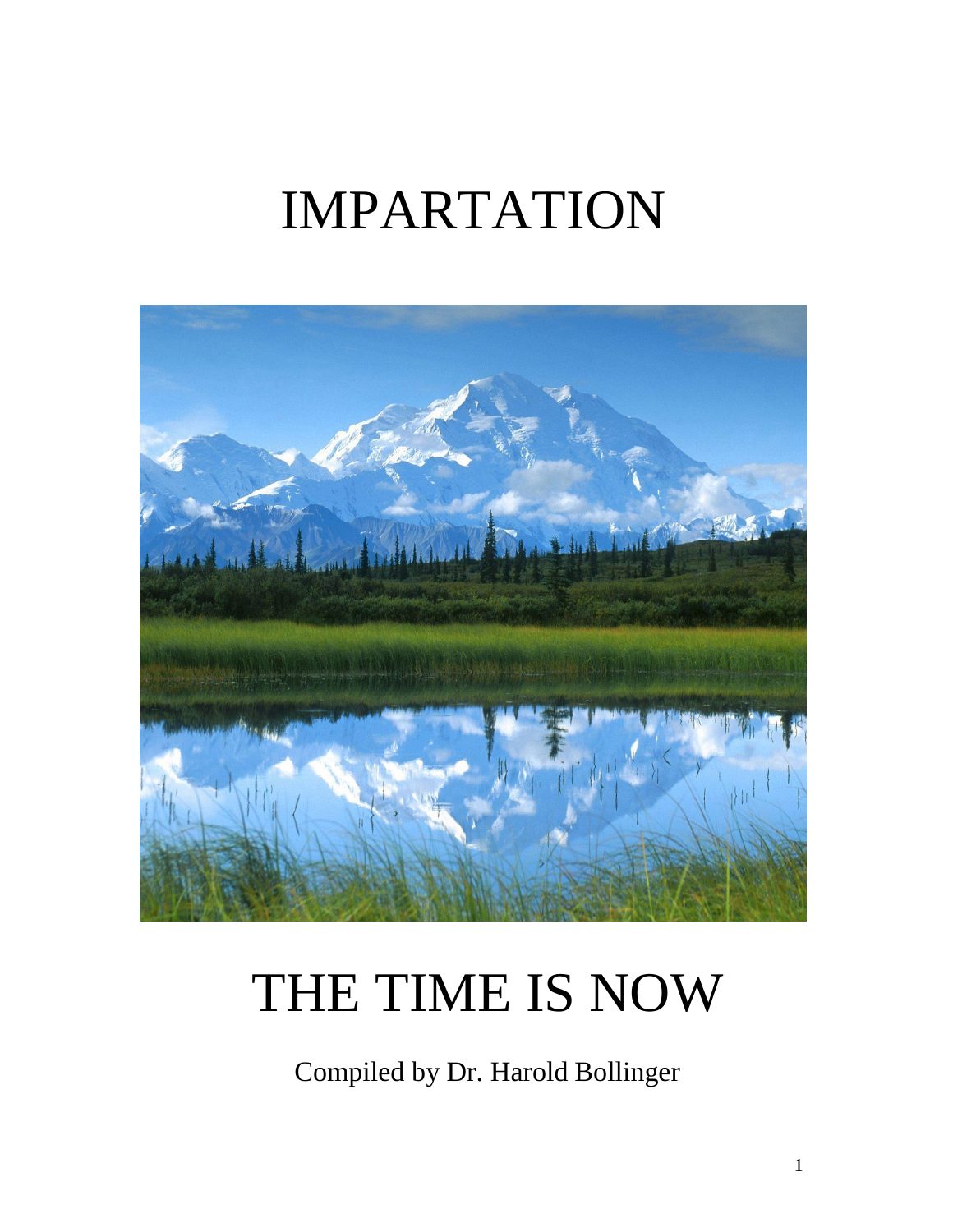# IMPARTATION

# THE TIME IS NOW

Compiled by Dr. Harold Bollinger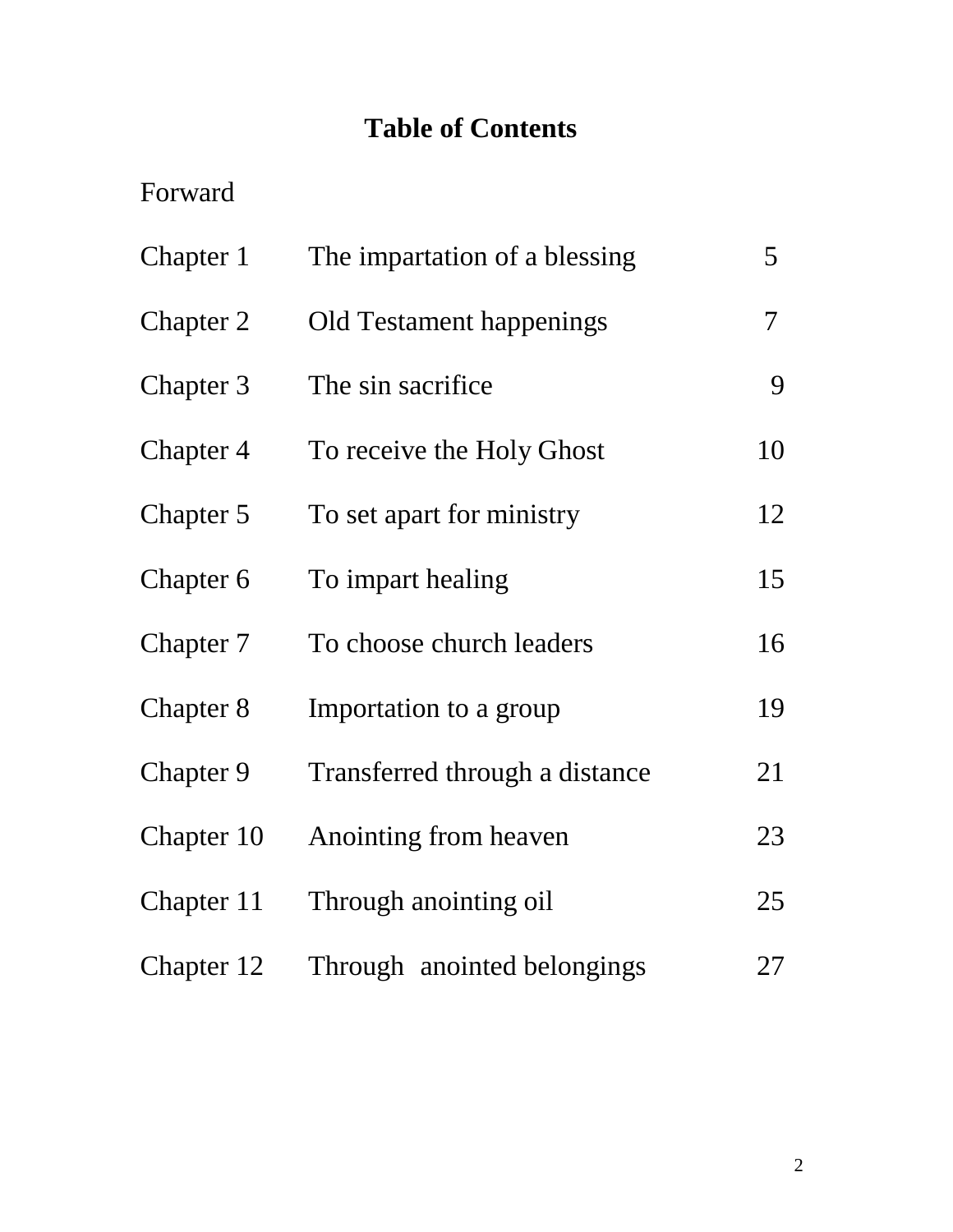# Table of Contents

Forward

| | | |
|---|---|---|
| Chapter 1 | The impartation of a blessing | 5 |
| Chapter 2 | Old Testament happenings | 7 |
| Chapter 3 | The sin sacrifice | 9 |
| Chapter 4 | To receive the Holy Ghost | 10 |
| Chapter 5 | To set apart for ministry | 12 |
| Chapter 6 | To impart healing | 15 |
| Chapter 7 | To choose church leaders | 16 |
| Chapter 8 | Importation to a group | 19 |
| Chapter 9 | Transferred through a distance | 21 |
| Chapter 10 | Anointing from heaven | 23 |
| Chapter 11 | Through anointing oil | 25 |
| Chapter 12 | Through anointed belongings | 27 |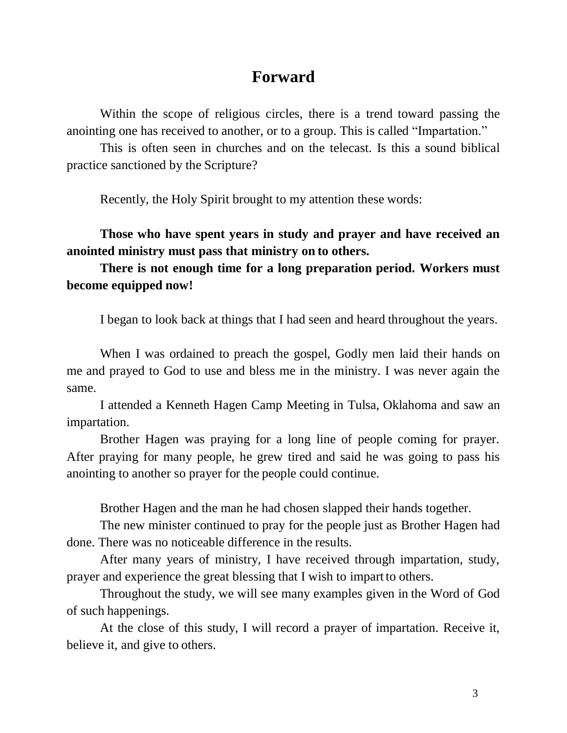# Forward

Within the scope of religious circles, there is a trend toward passing the anointing one has received to another, or to a group. This is called "Impartation."

This is often seen in churches and on the telecast. Is this a sound biblical practice sanctioned by the Scripture?

Recently, the Holy Spirit brought to my attention these words:

**Those who have spent years in study and prayer and have received an anointed ministry must pass that ministry on to others.**

**There is not enough time for a long preparation period. Workers must become equipped now!**

I began to look back at things that I had seen and heard throughout the years.

When I was ordained to preach the gospel, Godly men laid their hands on me and prayed to God to use and bless me in the ministry. I was never again the same.

I attended a Kenneth Hagen Camp Meeting in Tulsa, Oklahoma and saw an impartation.

Brother Hagen was praying for a long line of people coming for prayer. After praying for many people, he grew tired and said he was going to pass his anointing to another so prayer for the people could continue.

Brother Hagen and the man he had chosen slapped their hands together.

The new minister continued to pray for the people just as Brother Hagen had done. There was no noticeable difference in the results.

After many years of ministry, I have received through impartation, study, prayer and experience the great blessing that I wish to impart to others.

Throughout the study, we will see many examples given in the Word of God of such happenings.

At the close of this study, I will record a prayer of impartation. Receive it, believe it, and give to others.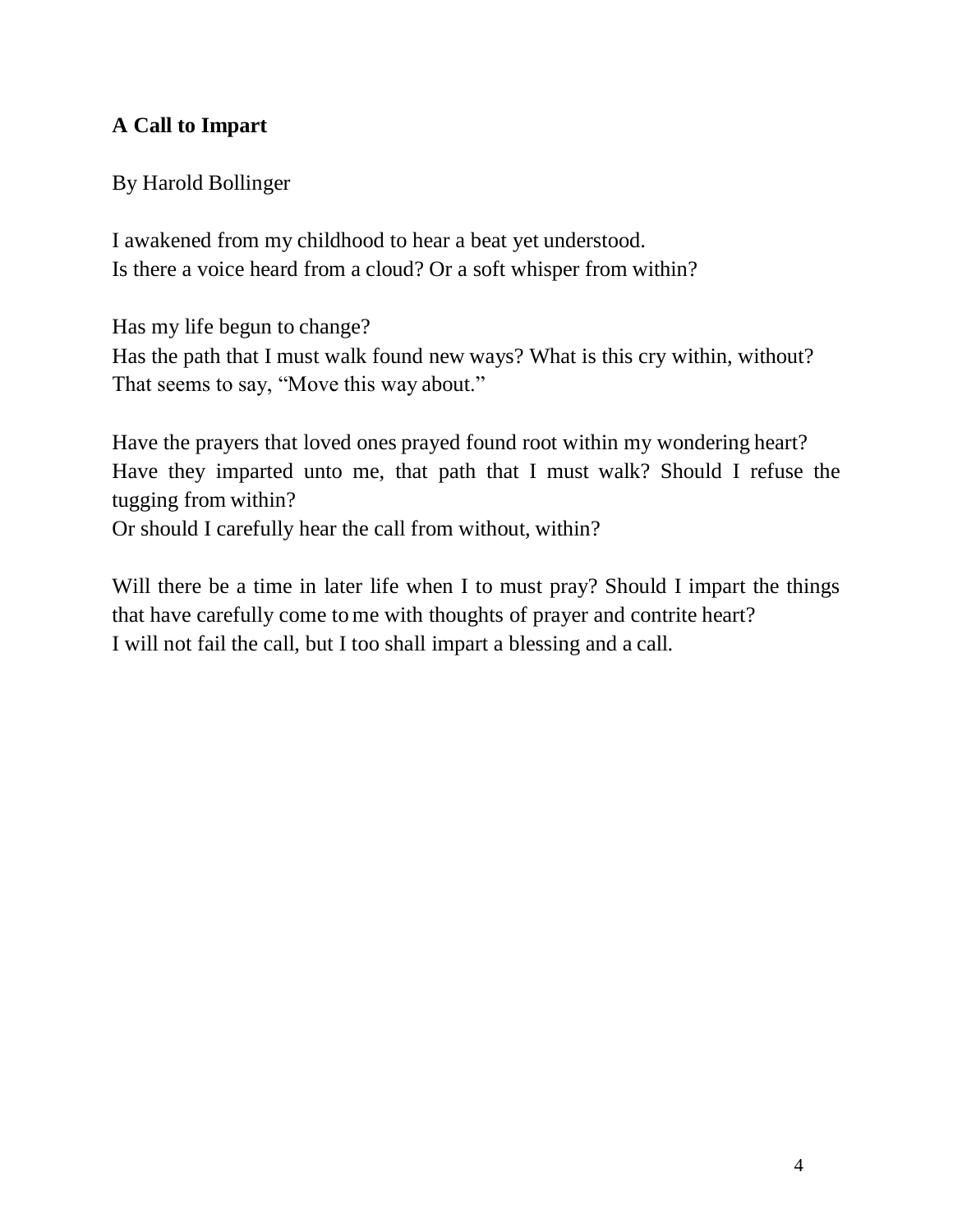**A Call to Impart**

By Harold Bollinger

I awakened from my childhood to hear a beat yet understood.
Is there a voice heard from a cloud? Or a soft whisper from within?

Has my life begun to change?
Has the path that I must walk found new ways? What is this cry within, without?
That seems to say, "Move this way about."

Have the prayers that loved ones prayed found root within my wondering heart? Have they imparted unto me, that path that I must walk? Should I refuse the tugging from within?
Or should I carefully hear the call from without, within?

Will there be a time in later life when I to must pray? Should I impart the things that have carefully come to me with thoughts of prayer and contrite heart?
I will not fail the call, but I too shall impart a blessing and a call.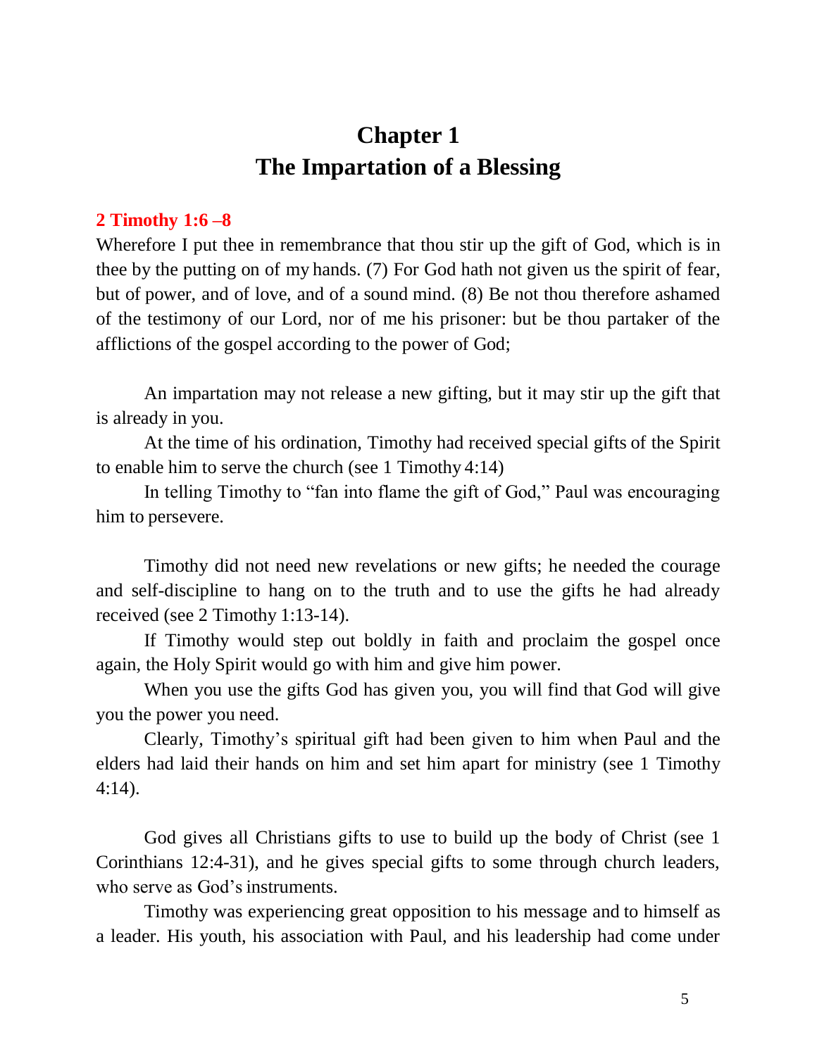# Chapter 1
# The Impartation of a Blessing

**2 Timothy 1:6 –8**

Wherefore I put thee in remembrance that thou stir up the gift of God, which is in thee by the putting on of my hands. (7) For God hath not given us the spirit of fear, but of power, and of love, and of a sound mind. (8) Be not thou therefore ashamed of the testimony of our Lord, nor of me his prisoner: but be thou partaker of the afflictions of the gospel according to the power of God;

An impartation may not release a new gifting, but it may stir up the gift that is already in you.

At the time of his ordination, Timothy had received special gifts of the Spirit to enable him to serve the church (see 1 Timothy 4:14)

In telling Timothy to "fan into flame the gift of God," Paul was encouraging him to persevere.

Timothy did not need new revelations or new gifts; he needed the courage and self-discipline to hang on to the truth and to use the gifts he had already received (see 2 Timothy 1:13-14).

If Timothy would step out boldly in faith and proclaim the gospel once again, the Holy Spirit would go with him and give him power.

When you use the gifts God has given you, you will find that God will give you the power you need.

Clearly, Timothy's spiritual gift had been given to him when Paul and the elders had laid their hands on him and set him apart for ministry (see 1 Timothy 4:14).

God gives all Christians gifts to use to build up the body of Christ (see 1 Corinthians 12:4-31), and he gives special gifts to some through church leaders, who serve as God's instruments.

Timothy was experiencing great opposition to his message and to himself as a leader. His youth, his association with Paul, and his leadership had come under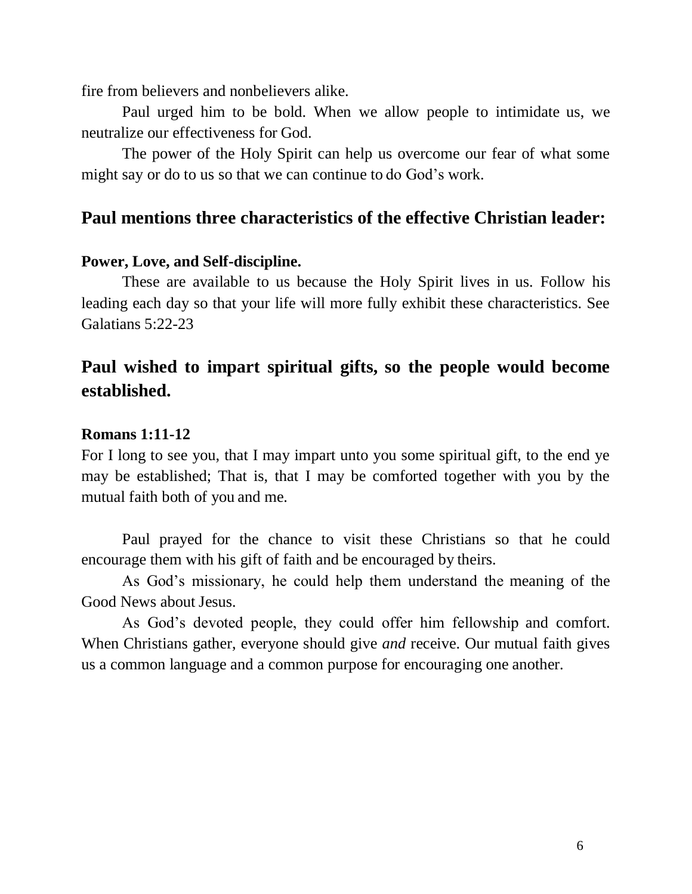fire from believers and nonbelievers alike.

Paul urged him to be bold. When we allow people to intimidate us, we neutralize our effectiveness for God.

The power of the Holy Spirit can help us overcome our fear of what some might say or do to us so that we can continue to do God's work.

## Paul mentions three characteristics of the effective Christian leader:

### Power, Love, and Self-discipline.

These are available to us because the Holy Spirit lives in us. Follow his leading each day so that your life will more fully exhibit these characteristics. See Galatians 5:22-23

## Paul wished to impart spiritual gifts, so the people would become established.

### Romans 1:11-12

For I long to see you, that I may impart unto you some spiritual gift, to the end ye may be established; That is, that I may be comforted together with you by the mutual faith both of you and me.

Paul prayed for the chance to visit these Christians so that he could encourage them with his gift of faith and be encouraged by theirs.

As God's missionary, he could help them understand the meaning of the Good News about Jesus.

As God's devoted people, they could offer him fellowship and comfort. When Christians gather, everyone should give *and* receive. Our mutual faith gives us a common language and a common purpose for encouraging one another.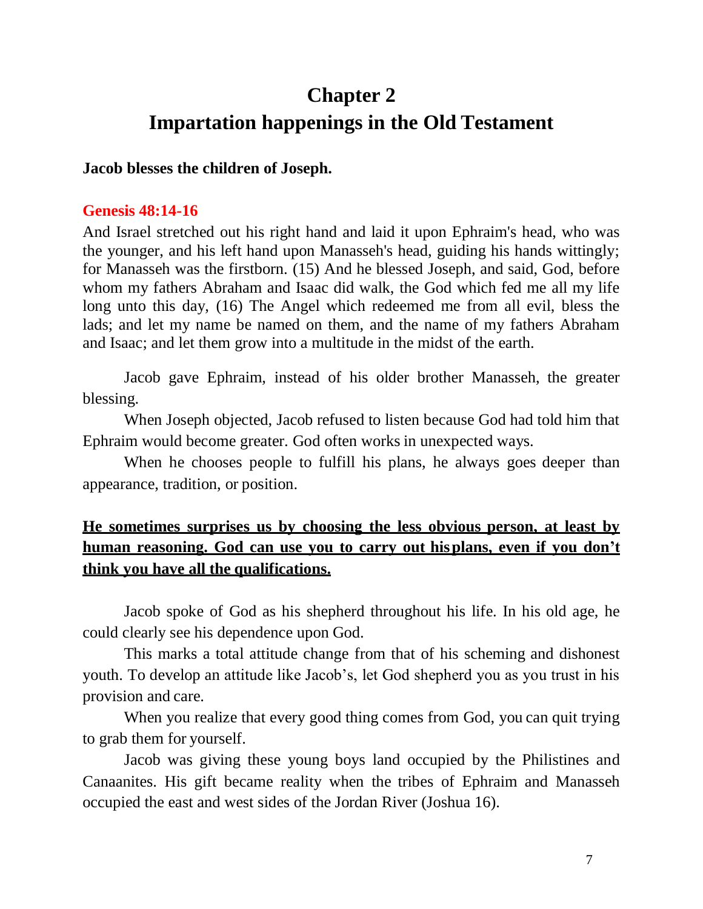# Chapter 2
# Impartation happenings in the Old Testament

**Jacob blesses the children of Joseph.**

**Genesis 48:14-16**

And Israel stretched out his right hand and laid it upon Ephraim's head, who was the younger, and his left hand upon Manasseh's head, guiding his hands wittingly; for Manasseh was the firstborn. (15) And he blessed Joseph, and said, God, before whom my fathers Abraham and Isaac did walk, the God which fed me all my life long unto this day, (16) The Angel which redeemed me from all evil, bless the lads; and let my name be named on them, and the name of my fathers Abraham and Isaac; and let them grow into a multitude in the midst of the earth.

Jacob gave Ephraim, instead of his older brother Manasseh, the greater blessing.

When Joseph objected, Jacob refused to listen because God had told him that Ephraim would become greater. God often works in unexpected ways.

When he chooses people to fulfill his plans, he always goes deeper than appearance, tradition, or position.

**He sometimes surprises us by choosing the less obvious person, at least by human reasoning. God can use you to carry out his plans, even if you don't think you have all the qualifications.**

Jacob spoke of God as his shepherd throughout his life. In his old age, he could clearly see his dependence upon God.

This marks a total attitude change from that of his scheming and dishonest youth. To develop an attitude like Jacob's, let God shepherd you as you trust in his provision and care.

When you realize that every good thing comes from God, you can quit trying to grab them for yourself.

Jacob was giving these young boys land occupied by the Philistines and Canaanites. His gift became reality when the tribes of Ephraim and Manasseh occupied the east and west sides of the Jordan River (Joshua 16).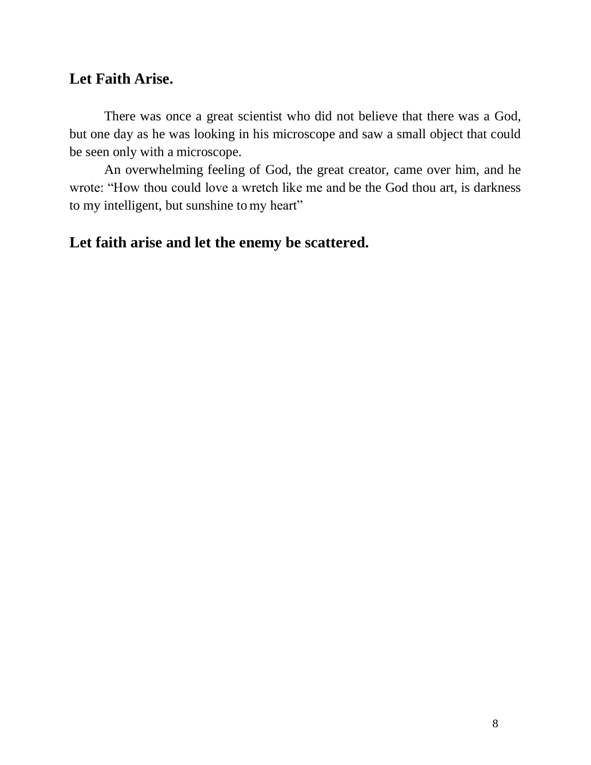## Let Faith Arise.

There was once a great scientist who did not believe that there was a God, but one day as he was looking in his microscope and saw a small object that could be seen only with a microscope.

An overwhelming feeling of God, the great creator, came over him, and he wrote: “How thou could love a wretch like me and be the God thou art, is darkness to my intelligent, but sunshine to my heart”

## Let faith arise and let the enemy be scattered.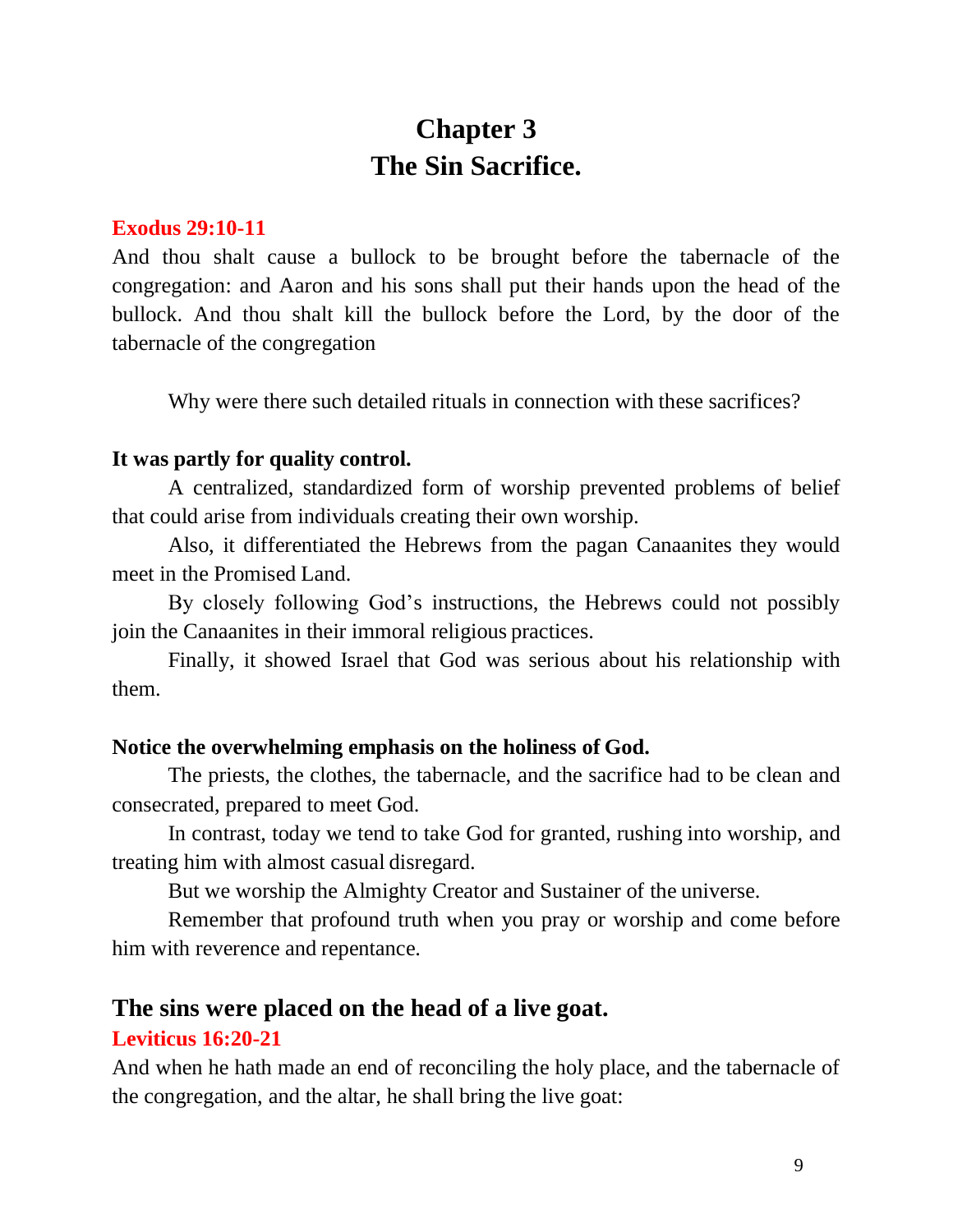# Chapter 3
# The Sin Sacrifice.

**Exodus 29:10-11**

And thou shalt cause a bullock to be brought before the tabernacle of the congregation: and Aaron and his sons shall put their hands upon the head of the bullock. And thou shalt kill the bullock before the Lord, by the door of the tabernacle of the congregation

Why were there such detailed rituals in connection with these sacrifices?

**It was partly for quality control.**

A centralized, standardized form of worship prevented problems of belief that could arise from individuals creating their own worship.

Also, it differentiated the Hebrews from the pagan Canaanites they would meet in the Promised Land.

By closely following God's instructions, the Hebrews could not possibly join the Canaanites in their immoral religious practices.

Finally, it showed Israel that God was serious about his relationship with them.

**Notice the overwhelming emphasis on the holiness of God.**

The priests, the clothes, the tabernacle, and the sacrifice had to be clean and consecrated, prepared to meet God.

In contrast, today we tend to take God for granted, rushing into worship, and treating him with almost casual disregard.

But we worship the Almighty Creator and Sustainer of the universe.

Remember that profound truth when you pray or worship and come before him with reverence and repentance.

## The sins were placed on the head of a live goat.

**Leviticus 16:20-21**

And when he hath made an end of reconciling the holy place, and the tabernacle of the congregation, and the altar, he shall bring the live goat: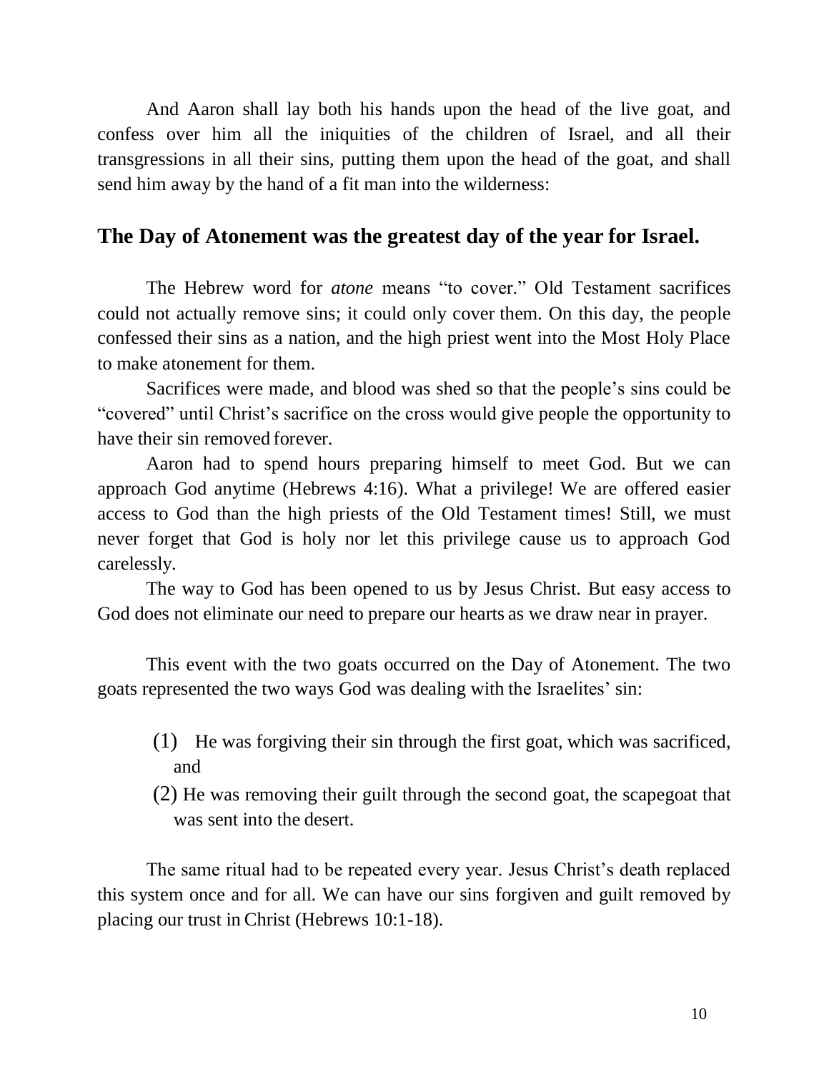And Aaron shall lay both his hands upon the head of the live goat, and confess over him all the iniquities of the children of Israel, and all their transgressions in all their sins, putting them upon the head of the goat, and shall send him away by the hand of a fit man into the wilderness:

## The Day of Atonement was the greatest day of the year for Israel.

The Hebrew word for *atone* means "to cover." Old Testament sacrifices could not actually remove sins; it could only cover them. On this day, the people confessed their sins as a nation, and the high priest went into the Most Holy Place to make atonement for them.

Sacrifices were made, and blood was shed so that the people's sins could be "covered" until Christ's sacrifice on the cross would give people the opportunity to have their sin removed forever.

Aaron had to spend hours preparing himself to meet God. But we can approach God anytime (Hebrews 4:16). What a privilege! We are offered easier access to God than the high priests of the Old Testament times! Still, we must never forget that God is holy nor let this privilege cause us to approach God carelessly.

The way to God has been opened to us by Jesus Christ. But easy access to God does not eliminate our need to prepare our hearts as we draw near in prayer.

This event with the two goats occurred on the Day of Atonement. The two goats represented the two ways God was dealing with the Israelites' sin:

(1) He was forgiving their sin through the first goat, which was sacrificed, and

(2) He was removing their guilt through the second goat, the scapegoat that was sent into the desert.

The same ritual had to be repeated every year. Jesus Christ's death replaced this system once and for all. We can have our sins forgiven and guilt removed by placing our trust in Christ (Hebrews 10:1-18).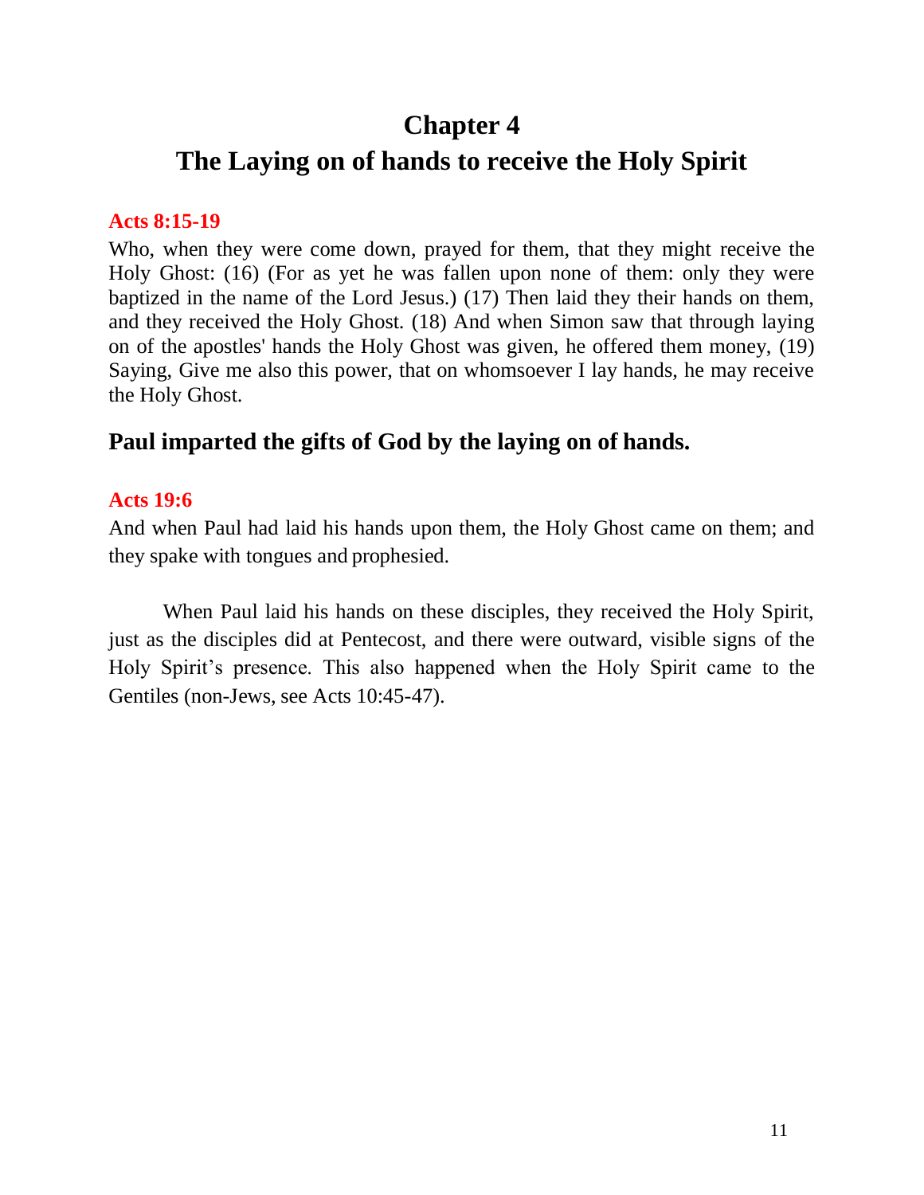# Chapter 4

# The Laying on of hands to receive the Holy Spirit

**Acts 8:15-19**

Who, when they were come down, prayed for them, that they might receive the Holy Ghost: (16) (For as yet he was fallen upon none of them: only they were baptized in the name of the Lord Jesus.) (17) Then laid they their hands on them, and they received the Holy Ghost. (18) And when Simon saw that through laying on of the apostles' hands the Holy Ghost was given, he offered them money, (19) Saying, Give me also this power, that on whomsoever I lay hands, he may receive the Holy Ghost.

## Paul imparted the gifts of God by the laying on of hands.

**Acts 19:6**

And when Paul had laid his hands upon them, the Holy Ghost came on them; and they spake with tongues and prophesied.

When Paul laid his hands on these disciples, they received the Holy Spirit, just as the disciples did at Pentecost, and there were outward, visible signs of the Holy Spirit's presence. This also happened when the Holy Spirit came to the Gentiles (non-Jews, see Acts 10:45-47).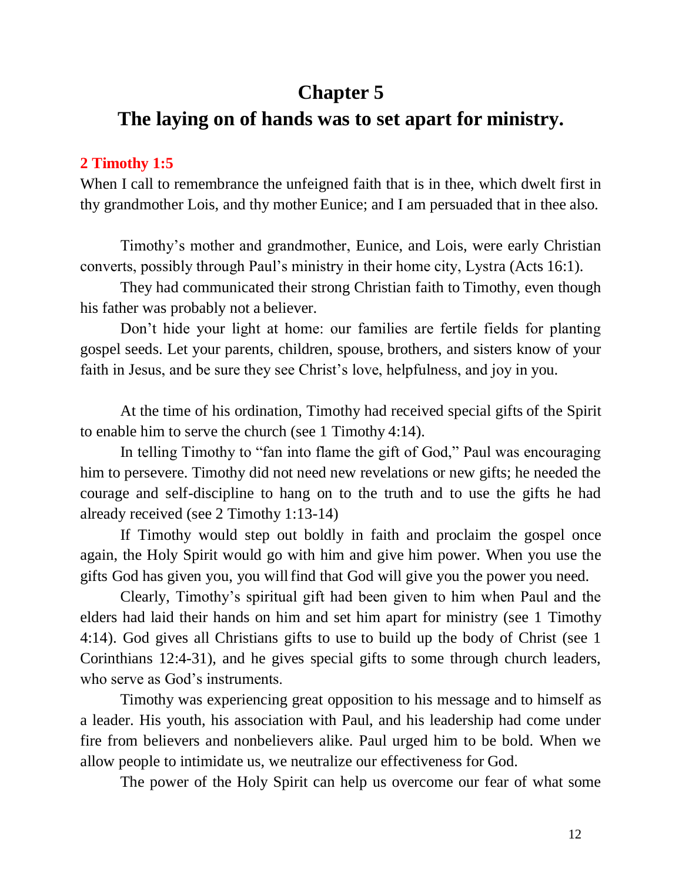# Chapter 5

## The laying on of hands was to set apart for ministry.

**2 Timothy 1:5**

When I call to remembrance the unfeigned faith that is in thee, which dwelt first in thy grandmother Lois, and thy mother Eunice; and I am persuaded that in thee also.

Timothy's mother and grandmother, Eunice, and Lois, were early Christian converts, possibly through Paul's ministry in their home city, Lystra (Acts 16:1).

They had communicated their strong Christian faith to Timothy, even though his father was probably not a believer.

Don't hide your light at home: our families are fertile fields for planting gospel seeds. Let your parents, children, spouse, brothers, and sisters know of your faith in Jesus, and be sure they see Christ's love, helpfulness, and joy in you.

At the time of his ordination, Timothy had received special gifts of the Spirit to enable him to serve the church (see 1 Timothy 4:14).

In telling Timothy to "fan into flame the gift of God," Paul was encouraging him to persevere. Timothy did not need new revelations or new gifts; he needed the courage and self-discipline to hang on to the truth and to use the gifts he had already received (see 2 Timothy 1:13-14)

If Timothy would step out boldly in faith and proclaim the gospel once again, the Holy Spirit would go with him and give him power. When you use the gifts God has given you, you will find that God will give you the power you need.

Clearly, Timothy's spiritual gift had been given to him when Paul and the elders had laid their hands on him and set him apart for ministry (see 1 Timothy 4:14). God gives all Christians gifts to use to build up the body of Christ (see 1 Corinthians 12:4-31), and he gives special gifts to some through church leaders, who serve as God's instruments.

Timothy was experiencing great opposition to his message and to himself as a leader. His youth, his association with Paul, and his leadership had come under fire from believers and nonbelievers alike. Paul urged him to be bold. When we allow people to intimidate us, we neutralize our effectiveness for God.

The power of the Holy Spirit can help us overcome our fear of what some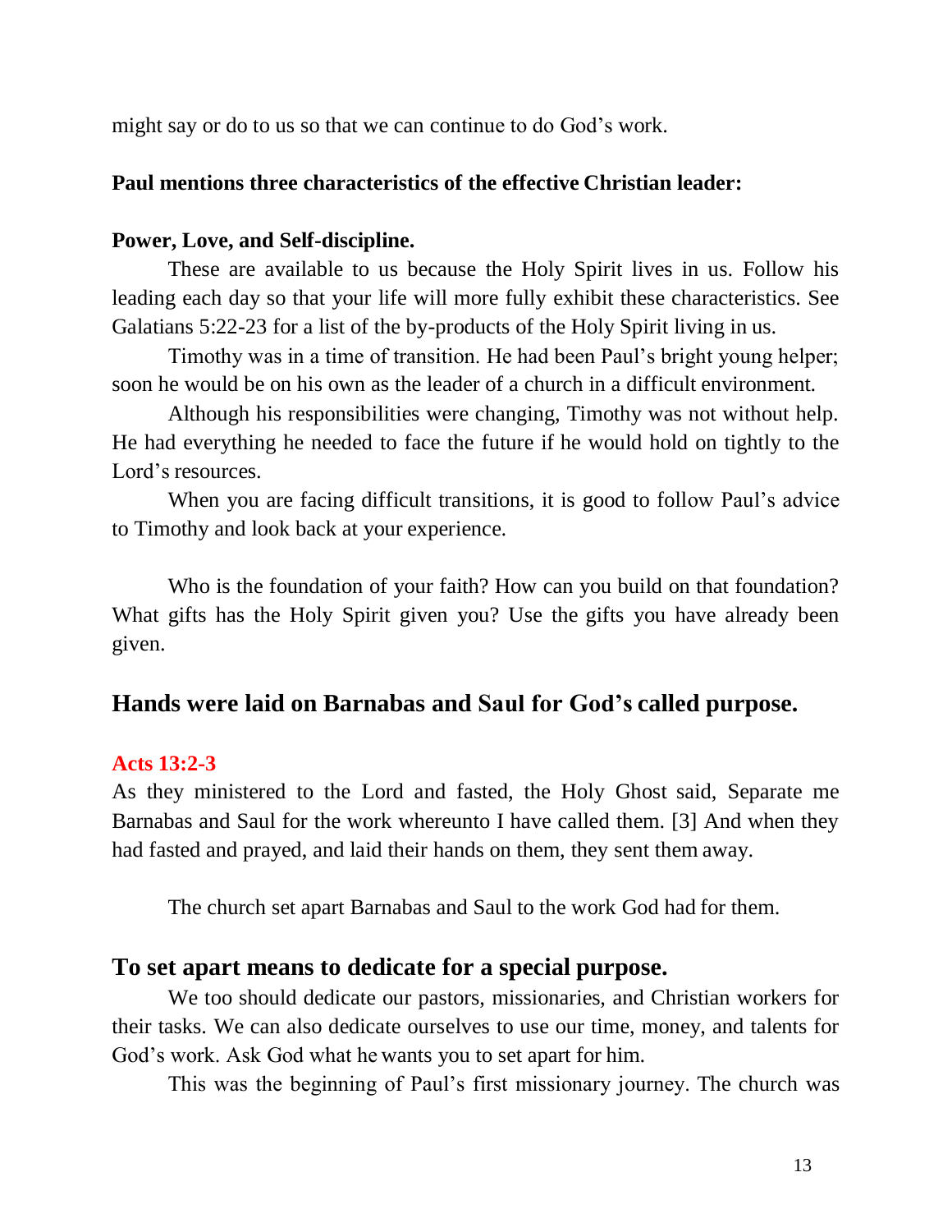might say or do to us so that we can continue to do God's work.

**Paul mentions three characteristics of the effective Christian leader:**

**Power, Love, and Self-discipline.**

These are available to us because the Holy Spirit lives in us. Follow his leading each day so that your life will more fully exhibit these characteristics. See Galatians 5:22-23 for a list of the by-products of the Holy Spirit living in us.

Timothy was in a time of transition. He had been Paul's bright young helper; soon he would be on his own as the leader of a church in a difficult environment.

Although his responsibilities were changing, Timothy was not without help. He had everything he needed to face the future if he would hold on tightly to the Lord's resources.

When you are facing difficult transitions, it is good to follow Paul's advice to Timothy and look back at your experience.

Who is the foundation of your faith? How can you build on that foundation? What gifts has the Holy Spirit given you? Use the gifts you have already been given.

## Hands were laid on Barnabas and Saul for God's called purpose.

**Acts 13:2-3**

As they ministered to the Lord and fasted, the Holy Ghost said, Separate me Barnabas and Saul for the work whereunto I have called them. [3] And when they had fasted and prayed, and laid their hands on them, they sent them away.

The church set apart Barnabas and Saul to the work God had for them.

## To set apart means to dedicate for a special purpose.

We too should dedicate our pastors, missionaries, and Christian workers for their tasks. We can also dedicate ourselves to use our time, money, and talents for God's work. Ask God what he wants you to set apart for him.

This was the beginning of Paul's first missionary journey. The church was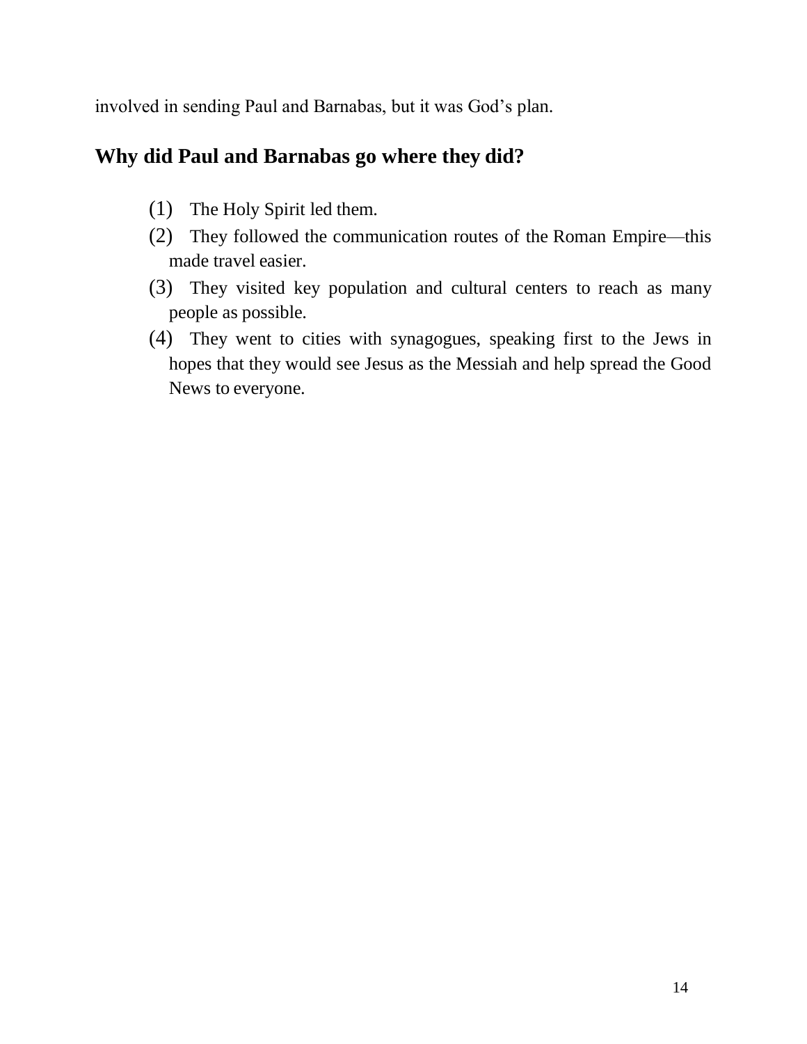involved in sending Paul and Barnabas, but it was God's plan.

## Why did Paul and Barnabas go where they did?

(1) The Holy Spirit led them.

(2) They followed the communication routes of the Roman Empire—this made travel easier.

(3) They visited key population and cultural centers to reach as many people as possible.

(4) They went to cities with synagogues, speaking first to the Jews in hopes that they would see Jesus as the Messiah and help spread the Good News to everyone.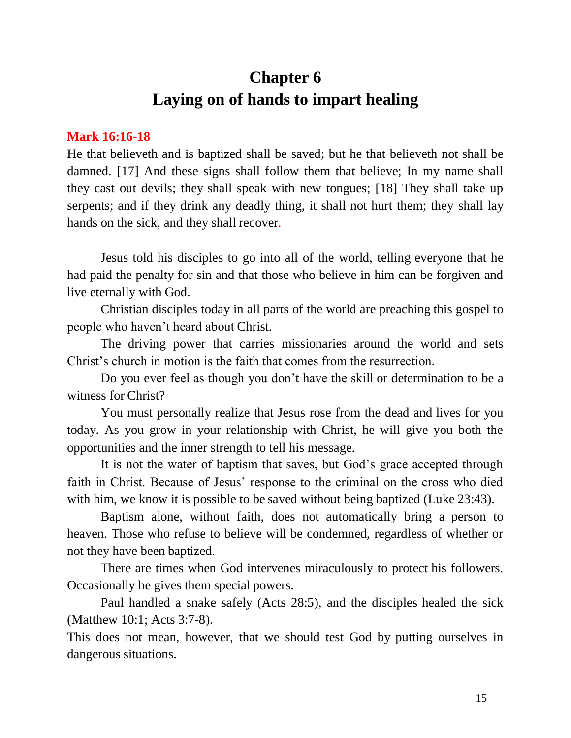# Chapter 6
# Laying on of hands to impart healing

**Mark 16:16-18**

He that believeth and is baptized shall be saved; but he that believeth not shall be damned. [17] And these signs shall follow them that believe; In my name shall they cast out devils; they shall speak with new tongues; [18] They shall take up serpents; and if they drink any deadly thing, it shall not hurt them; they shall lay hands on the sick, and they shall recover.

Jesus told his disciples to go into all of the world, telling everyone that he had paid the penalty for sin and that those who believe in him can be forgiven and live eternally with God.

Christian disciples today in all parts of the world are preaching this gospel to people who haven't heard about Christ.

The driving power that carries missionaries around the world and sets Christ's church in motion is the faith that comes from the resurrection.

Do you ever feel as though you don't have the skill or determination to be a witness for Christ?

You must personally realize that Jesus rose from the dead and lives for you today. As you grow in your relationship with Christ, he will give you both the opportunities and the inner strength to tell his message.

It is not the water of baptism that saves, but God's grace accepted through faith in Christ. Because of Jesus' response to the criminal on the cross who died with him, we know it is possible to be saved without being baptized (Luke 23:43).

Baptism alone, without faith, does not automatically bring a person to heaven. Those who refuse to believe will be condemned, regardless of whether or not they have been baptized.

There are times when God intervenes miraculously to protect his followers. Occasionally he gives them special powers.

Paul handled a snake safely (Acts 28:5), and the disciples healed the sick (Matthew 10:1; Acts 3:7-8).

This does not mean, however, that we should test God by putting ourselves in dangerous situations.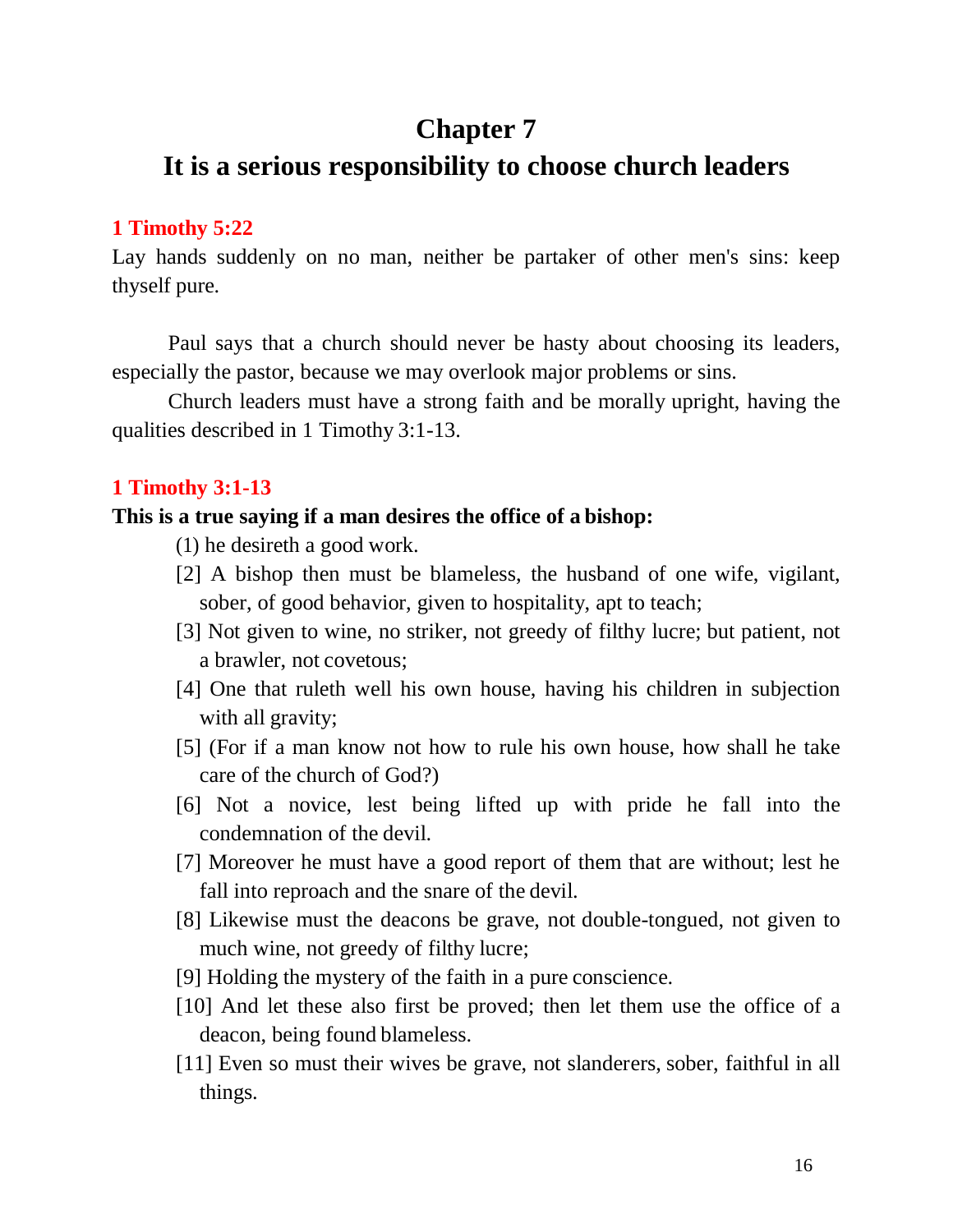# Chapter 7

# It is a serious responsibility to choose church leaders

**1 Timothy 5:22**

Lay hands suddenly on no man, neither be partaker of other men's sins: keep thyself pure.

Paul says that a church should never be hasty about choosing its leaders, especially the pastor, because we may overlook major problems or sins.

Church leaders must have a strong faith and be morally upright, having the qualities described in 1 Timothy 3:1-13.

**1 Timothy 3:1-13**

**This is a true saying if a man desires the office of a bishop:**

(1) he desireth a good work.

[2] A bishop then must be blameless, the husband of one wife, vigilant, sober, of good behavior, given to hospitality, apt to teach;

[3] Not given to wine, no striker, not greedy of filthy lucre; but patient, not a brawler, not covetous;

[4] One that ruleth well his own house, having his children in subjection with all gravity;

[5] (For if a man know not how to rule his own house, how shall he take care of the church of God?)

[6] Not a novice, lest being lifted up with pride he fall into the condemnation of the devil.

[7] Moreover he must have a good report of them that are without; lest he fall into reproach and the snare of the devil.

[8] Likewise must the deacons be grave, not double-tongued, not given to much wine, not greedy of filthy lucre;

[9] Holding the mystery of the faith in a pure conscience.

[10] And let these also first be proved; then let them use the office of a deacon, being found blameless.

[11] Even so must their wives be grave, not slanderers, sober, faithful in all things.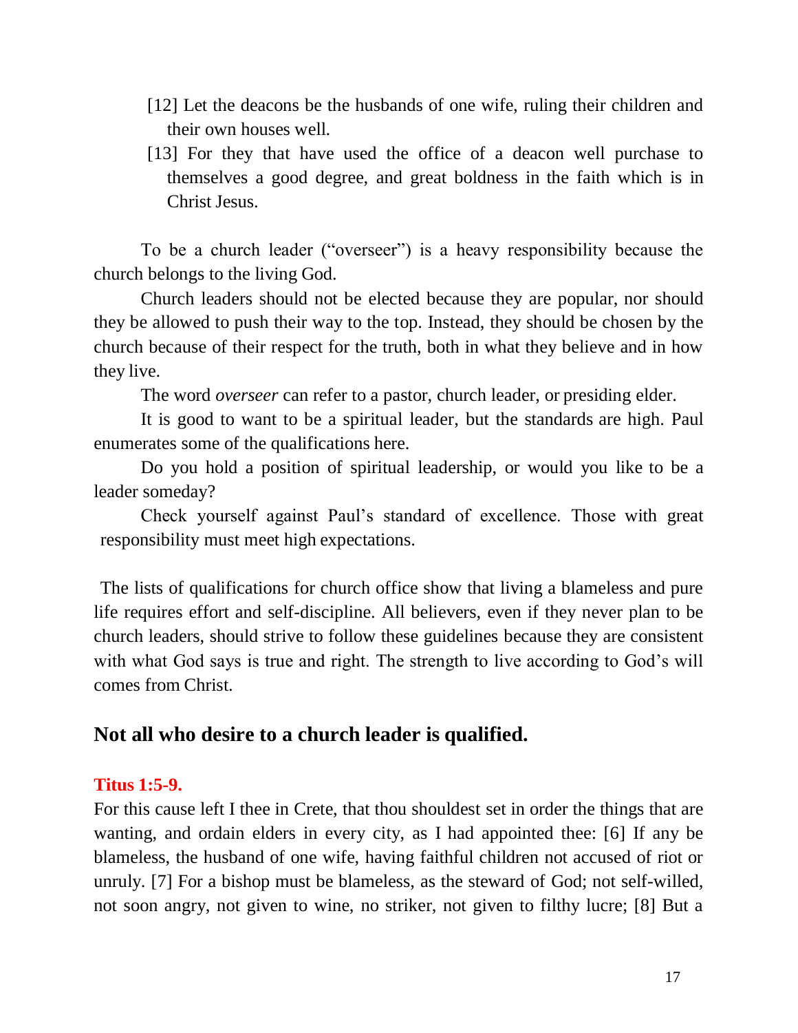[12] Let the deacons be the husbands of one wife, ruling their children and their own houses well.

[13] For they that have used the office of a deacon well purchase to themselves a good degree, and great boldness in the faith which is in Christ Jesus.

To be a church leader ("overseer") is a heavy responsibility because the church belongs to the living God.

Church leaders should not be elected because they are popular, nor should they be allowed to push their way to the top. Instead, they should be chosen by the church because of their respect for the truth, both in what they believe and in how they live.

The word *overseer* can refer to a pastor, church leader, or presiding elder.

It is good to want to be a spiritual leader, but the standards are high. Paul enumerates some of the qualifications here.

Do you hold a position of spiritual leadership, or would you like to be a leader someday?

Check yourself against Paul's standard of excellence. Those with great responsibility must meet high expectations.

The lists of qualifications for church office show that living a blameless and pure life requires effort and self-discipline. All believers, even if they never plan to be church leaders, should strive to follow these guidelines because they are consistent with what God says is true and right. The strength to live according to God's will comes from Christ.

## Not all who desire to a church leader is qualified.

**Titus 1:5-9.**

For this cause left I thee in Crete, that thou shouldest set in order the things that are wanting, and ordain elders in every city, as I had appointed thee: [6] If any be blameless, the husband of one wife, having faithful children not accused of riot or unruly. [7] For a bishop must be blameless, as the steward of God; not self-willed, not soon angry, not given to wine, no striker, not given to filthy lucre; [8] But a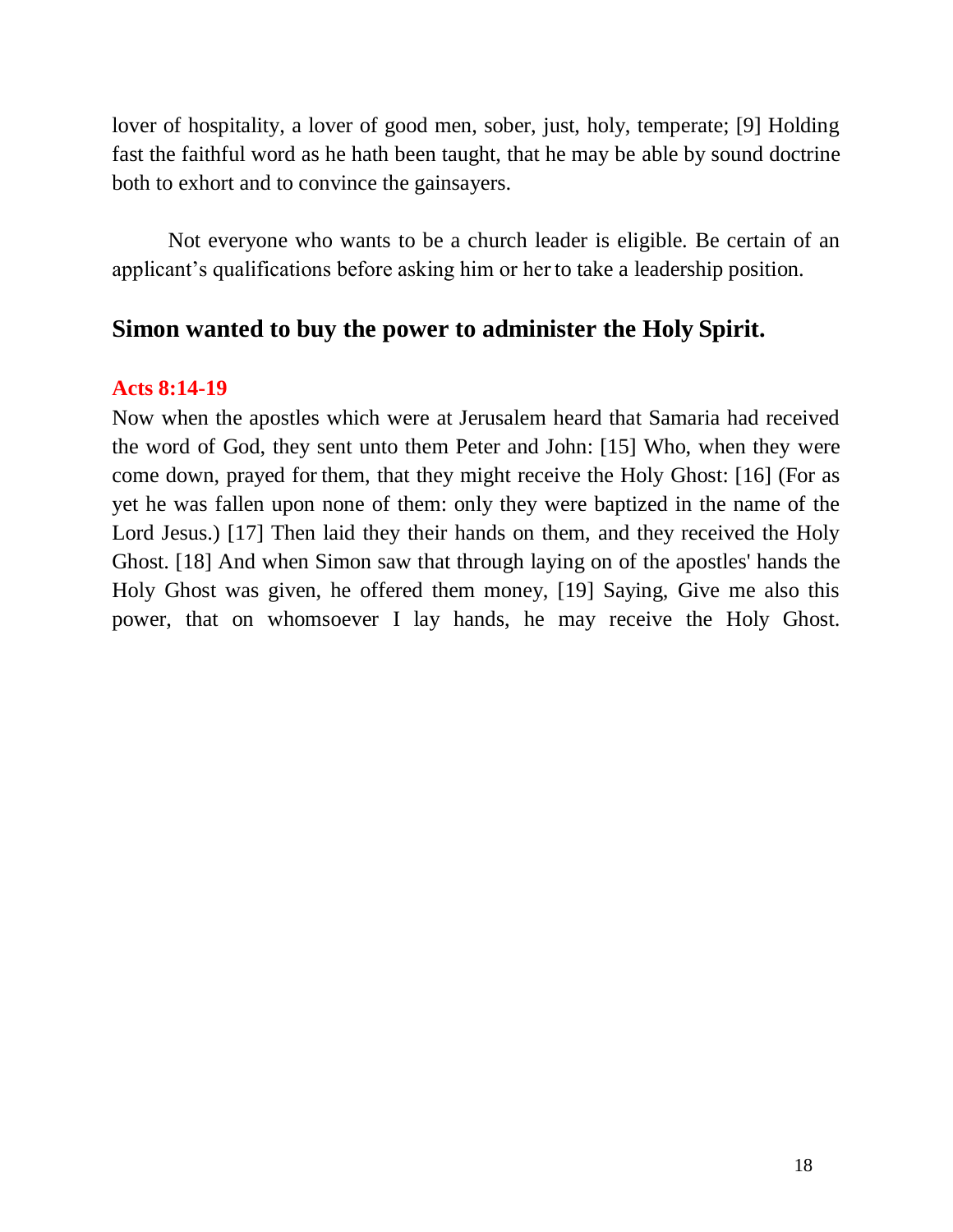lover of hospitality, a lover of good men, sober, just, holy, temperate; [9] Holding fast the faithful word as he hath been taught, that he may be able by sound doctrine both to exhort and to convince the gainsayers.

Not everyone who wants to be a church leader is eligible. Be certain of an applicant's qualifications before asking him or her to take a leadership position.

## Simon wanted to buy the power to administer the Holy Spirit.

**Acts 8:14-19**

Now when the apostles which were at Jerusalem heard that Samaria had received the word of God, they sent unto them Peter and John: [15] Who, when they were come down, prayed for them, that they might receive the Holy Ghost: [16] (For as yet he was fallen upon none of them: only they were baptized in the name of the Lord Jesus.) [17] Then laid they their hands on them, and they received the Holy Ghost. [18] And when Simon saw that through laying on of the apostles' hands the Holy Ghost was given, he offered them money, [19] Saying, Give me also this power, that on whomsoever I lay hands, he may receive the Holy Ghost.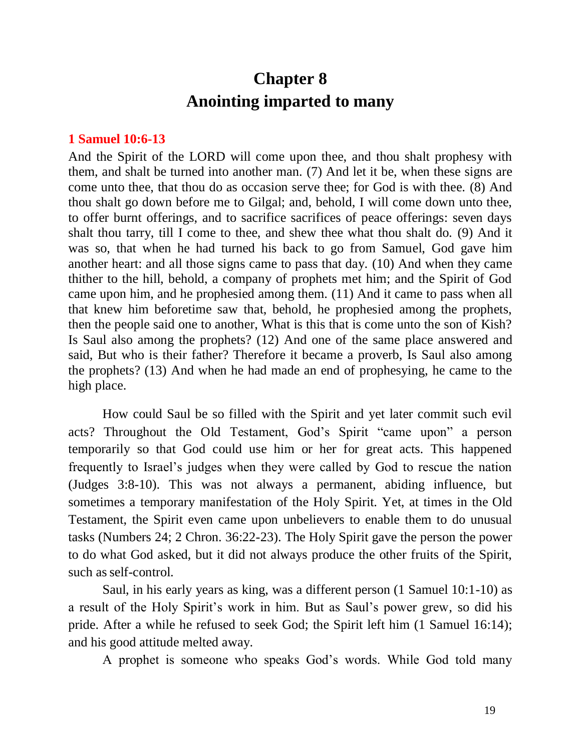# Chapter 8
# Anointing imparted to many

**1 Samuel 10:6-13**

And the Spirit of the LORD will come upon thee, and thou shalt prophesy with them, and shalt be turned into another man. (7) And let it be, when these signs are come unto thee, that thou do as occasion serve thee; for God is with thee. (8) And thou shalt go down before me to Gilgal; and, behold, I will come down unto thee, to offer burnt offerings, and to sacrifice sacrifices of peace offerings: seven days shalt thou tarry, till I come to thee, and shew thee what thou shalt do. (9) And it was so, that when he had turned his back to go from Samuel, God gave him another heart: and all those signs came to pass that day. (10) And when they came thither to the hill, behold, a company of prophets met him; and the Spirit of God came upon him, and he prophesied among them. (11) And it came to pass when all that knew him beforetime saw that, behold, he prophesied among the prophets, then the people said one to another, What is this that is come unto the son of Kish? Is Saul also among the prophets? (12) And one of the same place answered and said, But who is their father? Therefore it became a proverb, Is Saul also among the prophets? (13) And when he had made an end of prophesying, he came to the high place.

How could Saul be so filled with the Spirit and yet later commit such evil acts? Throughout the Old Testament, God's Spirit "came upon" a person temporarily so that God could use him or her for great acts. This happened frequently to Israel's judges when they were called by God to rescue the nation (Judges 3:8-10). This was not always a permanent, abiding influence, but sometimes a temporary manifestation of the Holy Spirit. Yet, at times in the Old Testament, the Spirit even came upon unbelievers to enable them to do unusual tasks (Numbers 24; 2 Chron. 36:22-23). The Holy Spirit gave the person the power to do what God asked, but it did not always produce the other fruits of the Spirit, such as self-control.

Saul, in his early years as king, was a different person (1 Samuel 10:1-10) as a result of the Holy Spirit's work in him. But as Saul's power grew, so did his pride. After a while he refused to seek God; the Spirit left him (1 Samuel 16:14); and his good attitude melted away.

A prophet is someone who speaks God's words. While God told many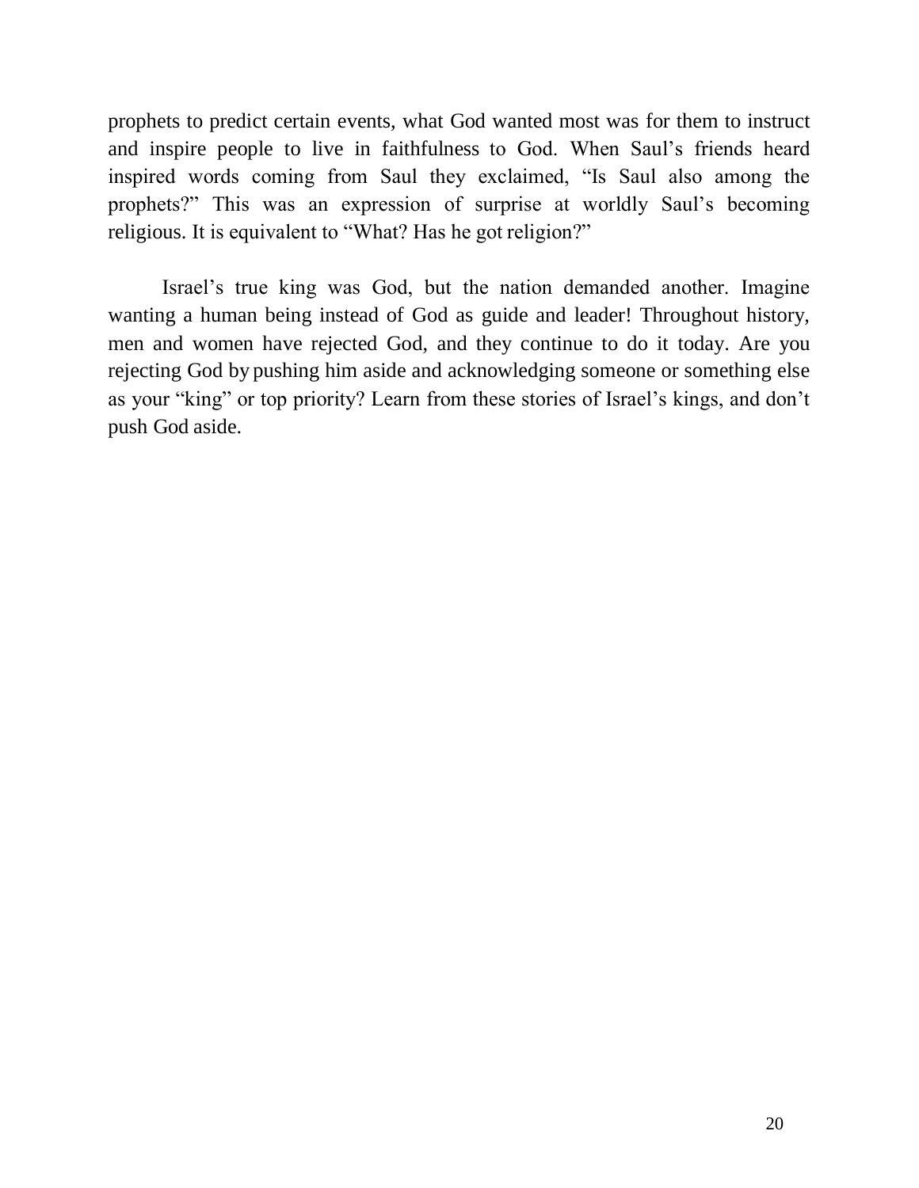prophets to predict certain events, what God wanted most was for them to instruct and inspire people to live in faithfulness to God. When Saul's friends heard inspired words coming from Saul they exclaimed, "Is Saul also among the prophets?" This was an expression of surprise at worldly Saul's becoming religious. It is equivalent to "What? Has he got religion?"

Israel's true king was God, but the nation demanded another. Imagine wanting a human being instead of God as guide and leader! Throughout history, men and women have rejected God, and they continue to do it today. Are you rejecting God by pushing him aside and acknowledging someone or something else as your "king" or top priority? Learn from these stories of Israel's kings, and don't push God aside.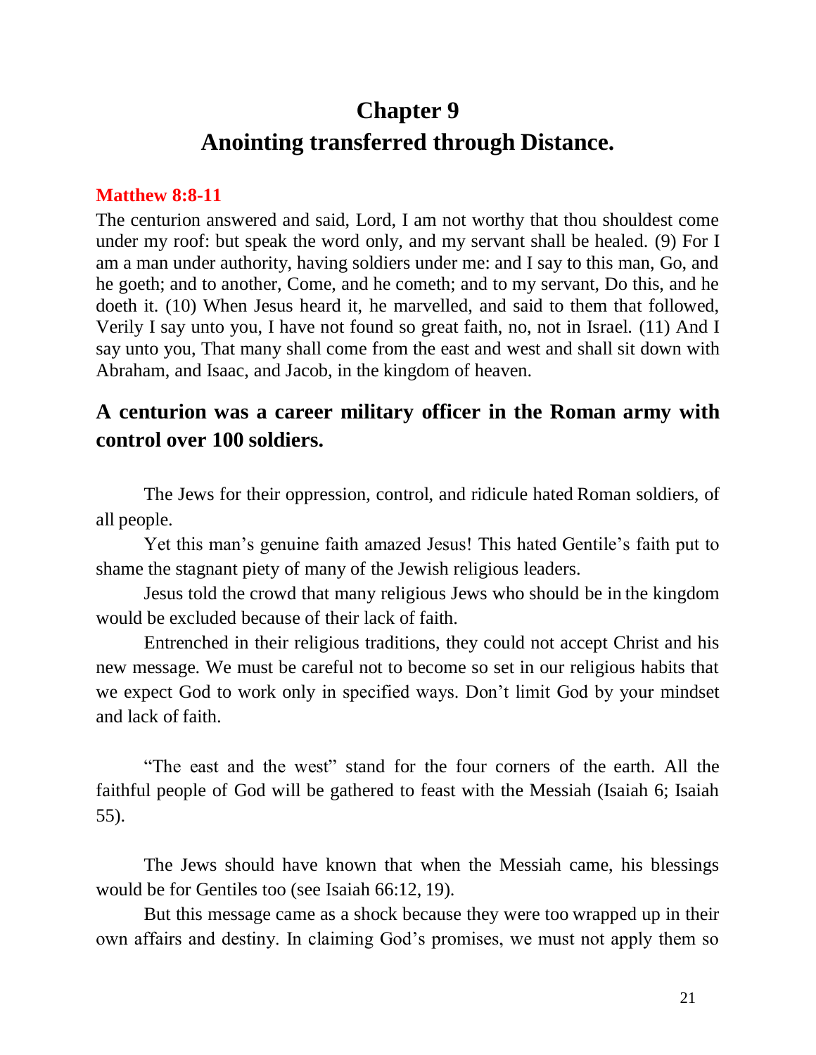# Chapter 9
# Anointing transferred through Distance.

**Matthew 8:8-11**

The centurion answered and said, Lord, I am not worthy that thou shouldest come under my roof: but speak the word only, and my servant shall be healed. (9) For I am a man under authority, having soldiers under me: and I say to this man, Go, and he goeth; and to another, Come, and he cometh; and to my servant, Do this, and he doeth it. (10) When Jesus heard it, he marvelled, and said to them that followed, Verily I say unto you, I have not found so great faith, no, not in Israel. (11) And I say unto you, That many shall come from the east and west and shall sit down with Abraham, and Isaac, and Jacob, in the kingdom of heaven.

## A centurion was a career military officer in the Roman army with control over 100 soldiers.

The Jews for their oppression, control, and ridicule hated Roman soldiers, of all people.

Yet this man's genuine faith amazed Jesus! This hated Gentile's faith put to shame the stagnant piety of many of the Jewish religious leaders.

Jesus told the crowd that many religious Jews who should be in the kingdom would be excluded because of their lack of faith.

Entrenched in their religious traditions, they could not accept Christ and his new message. We must be careful not to become so set in our religious habits that we expect God to work only in specified ways. Don't limit God by your mindset and lack of faith.

"The east and the west" stand for the four corners of the earth. All the faithful people of God will be gathered to feast with the Messiah (Isaiah 6; Isaiah 55).

The Jews should have known that when the Messiah came, his blessings would be for Gentiles too (see Isaiah 66:12, 19).

But this message came as a shock because they were too wrapped up in their own affairs and destiny. In claiming God's promises, we must not apply them so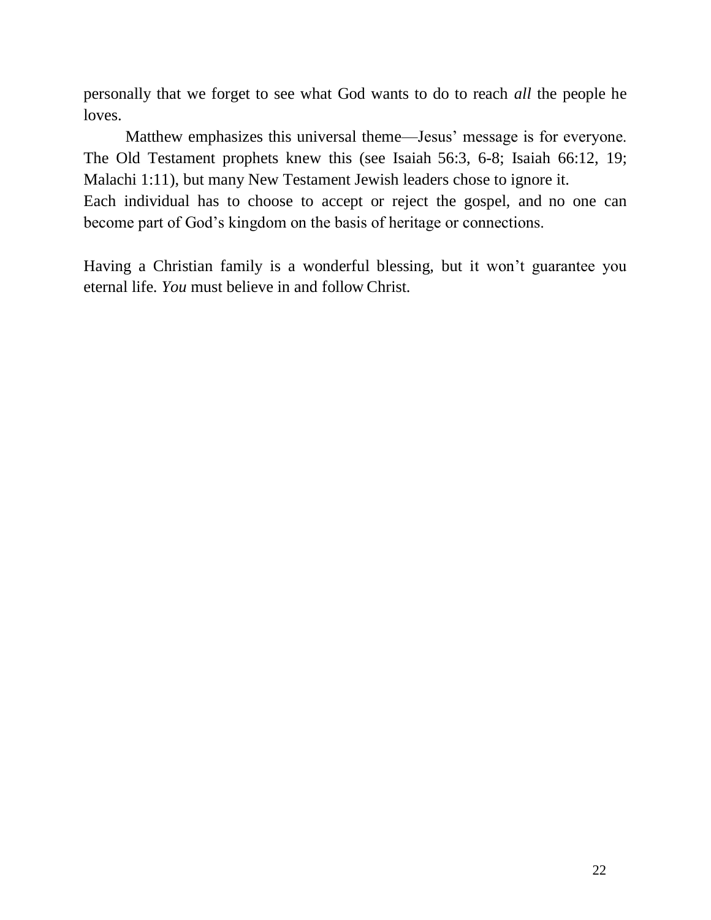personally that we forget to see what God wants to do to reach *all* the people he loves.

Matthew emphasizes this universal theme—Jesus' message is for everyone. The Old Testament prophets knew this (see Isaiah 56:3, 6-8; Isaiah 66:12, 19; Malachi 1:11), but many New Testament Jewish leaders chose to ignore it.
Each individual has to choose to accept or reject the gospel, and no one can become part of God's kingdom on the basis of heritage or connections.

Having a Christian family is a wonderful blessing, but it won't guarantee you eternal life. *You* must believe in and follow Christ.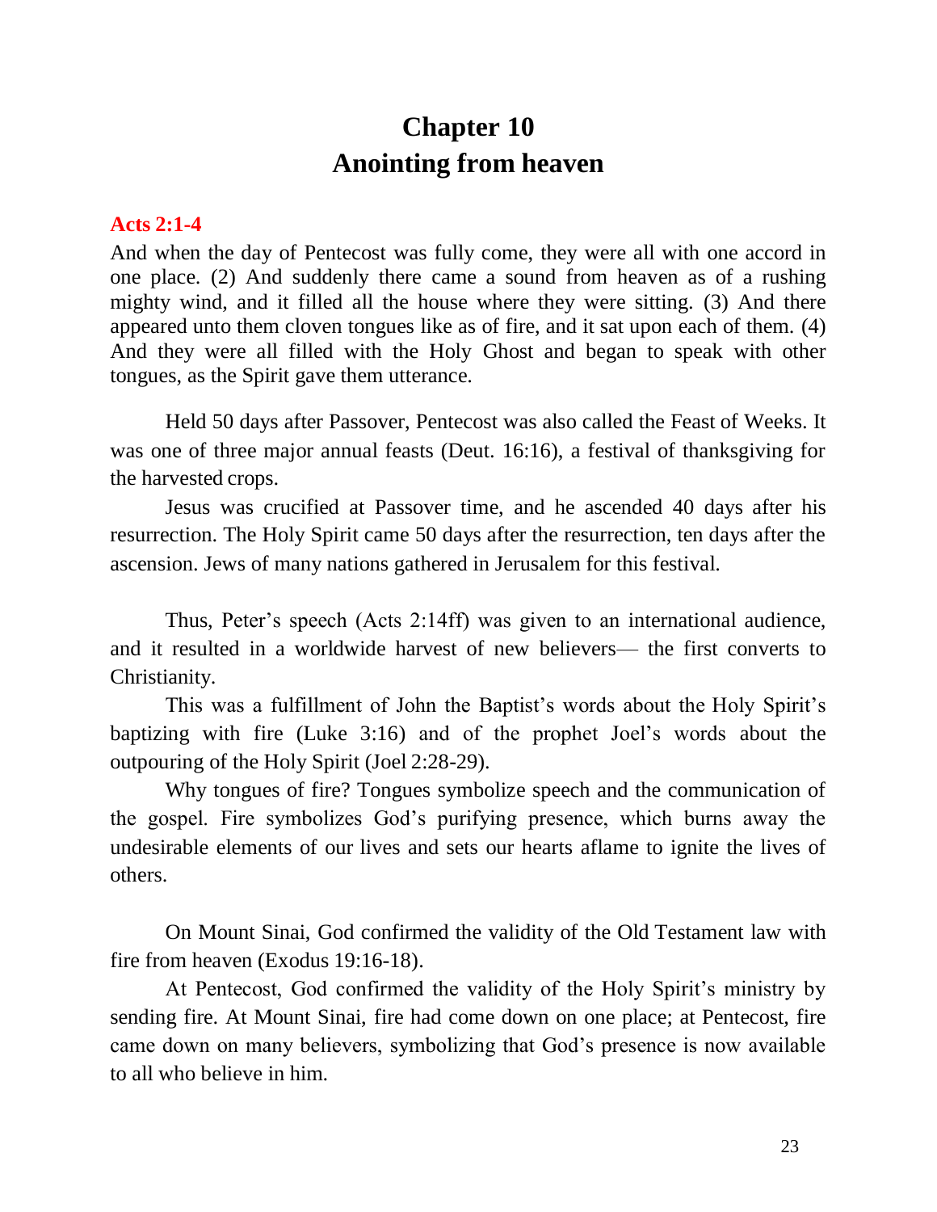# Chapter 10
# Anointing from heaven

**Acts 2:1-4**

And when the day of Pentecost was fully come, they were all with one accord in one place. (2) And suddenly there came a sound from heaven as of a rushing mighty wind, and it filled all the house where they were sitting. (3) And there appeared unto them cloven tongues like as of fire, and it sat upon each of them. (4) And they were all filled with the Holy Ghost and began to speak with other tongues, as the Spirit gave them utterance.

Held 50 days after Passover, Pentecost was also called the Feast of Weeks. It was one of three major annual feasts (Deut. 16:16), a festival of thanksgiving for the harvested crops.

Jesus was crucified at Passover time, and he ascended 40 days after his resurrection. The Holy Spirit came 50 days after the resurrection, ten days after the ascension. Jews of many nations gathered in Jerusalem for this festival.

Thus, Peter's speech (Acts 2:14ff) was given to an international audience, and it resulted in a worldwide harvest of new believers— the first converts to Christianity.

This was a fulfillment of John the Baptist's words about the Holy Spirit's baptizing with fire (Luke 3:16) and of the prophet Joel's words about the outpouring of the Holy Spirit (Joel 2:28-29).

Why tongues of fire? Tongues symbolize speech and the communication of the gospel. Fire symbolizes God's purifying presence, which burns away the undesirable elements of our lives and sets our hearts aflame to ignite the lives of others.

On Mount Sinai, God confirmed the validity of the Old Testament law with fire from heaven (Exodus 19:16-18).

At Pentecost, God confirmed the validity of the Holy Spirit's ministry by sending fire. At Mount Sinai, fire had come down on one place; at Pentecost, fire came down on many believers, symbolizing that God's presence is now available to all who believe in him.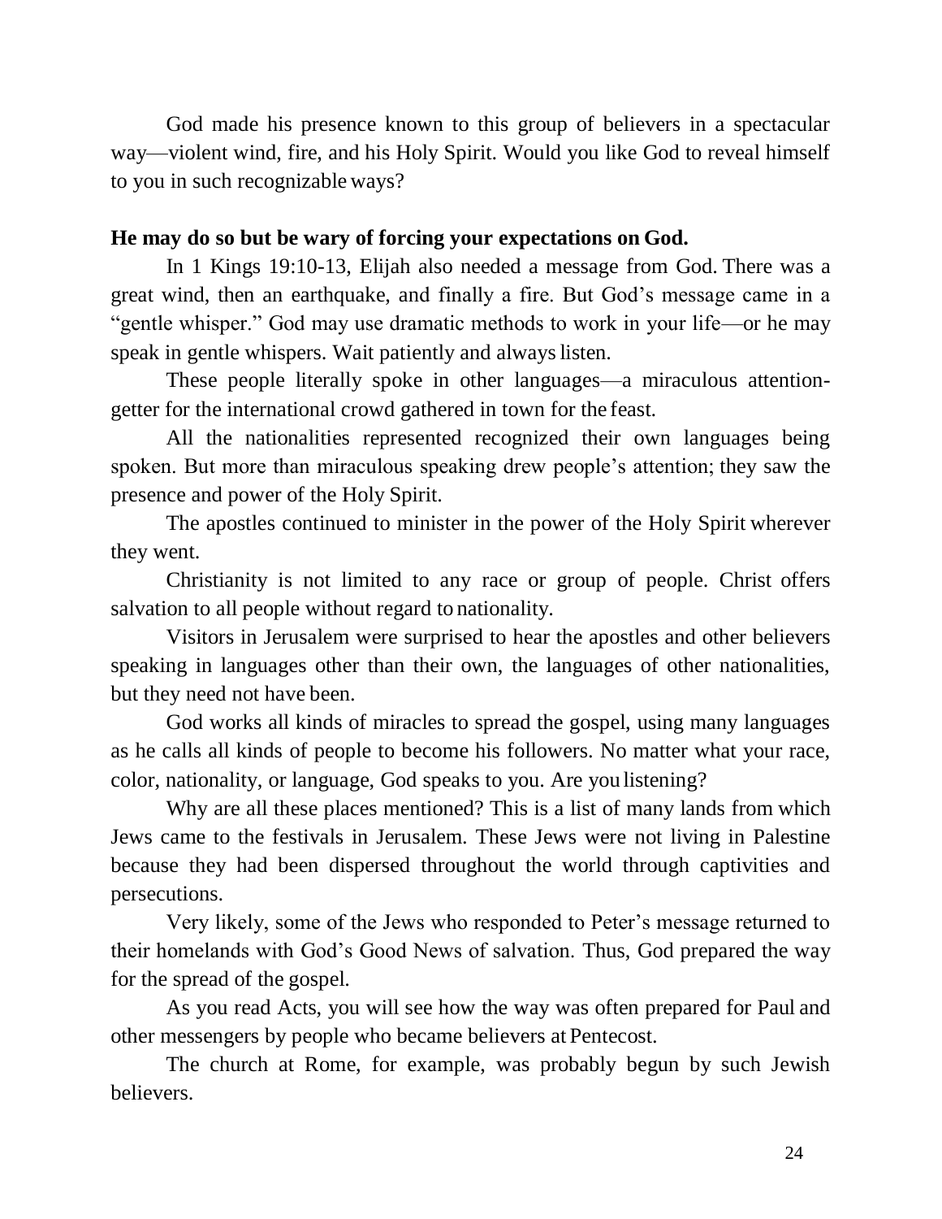God made his presence known to this group of believers in a spectacular way—violent wind, fire, and his Holy Spirit. Would you like God to reveal himself to you in such recognizable ways?

**He may do so but be wary of forcing your expectations on God.**

In 1 Kings 19:10-13, Elijah also needed a message from God. There was a great wind, then an earthquake, and finally a fire. But God's message came in a "gentle whisper." God may use dramatic methods to work in your life—or he may speak in gentle whispers. Wait patiently and always listen.

These people literally spoke in other languages—a miraculous attention-getter for the international crowd gathered in town for the feast.

All the nationalities represented recognized their own languages being spoken. But more than miraculous speaking drew people's attention; they saw the presence and power of the Holy Spirit.

The apostles continued to minister in the power of the Holy Spirit wherever they went.

Christianity is not limited to any race or group of people. Christ offers salvation to all people without regard to nationality.

Visitors in Jerusalem were surprised to hear the apostles and other believers speaking in languages other than their own, the languages of other nationalities, but they need not have been.

God works all kinds of miracles to spread the gospel, using many languages as he calls all kinds of people to become his followers. No matter what your race, color, nationality, or language, God speaks to you. Are you listening?

Why are all these places mentioned? This is a list of many lands from which Jews came to the festivals in Jerusalem. These Jews were not living in Palestine because they had been dispersed throughout the world through captivities and persecutions.

Very likely, some of the Jews who responded to Peter's message returned to their homelands with God's Good News of salvation. Thus, God prepared the way for the spread of the gospel.

As you read Acts, you will see how the way was often prepared for Paul and other messengers by people who became believers at Pentecost.

The church at Rome, for example, was probably begun by such Jewish believers.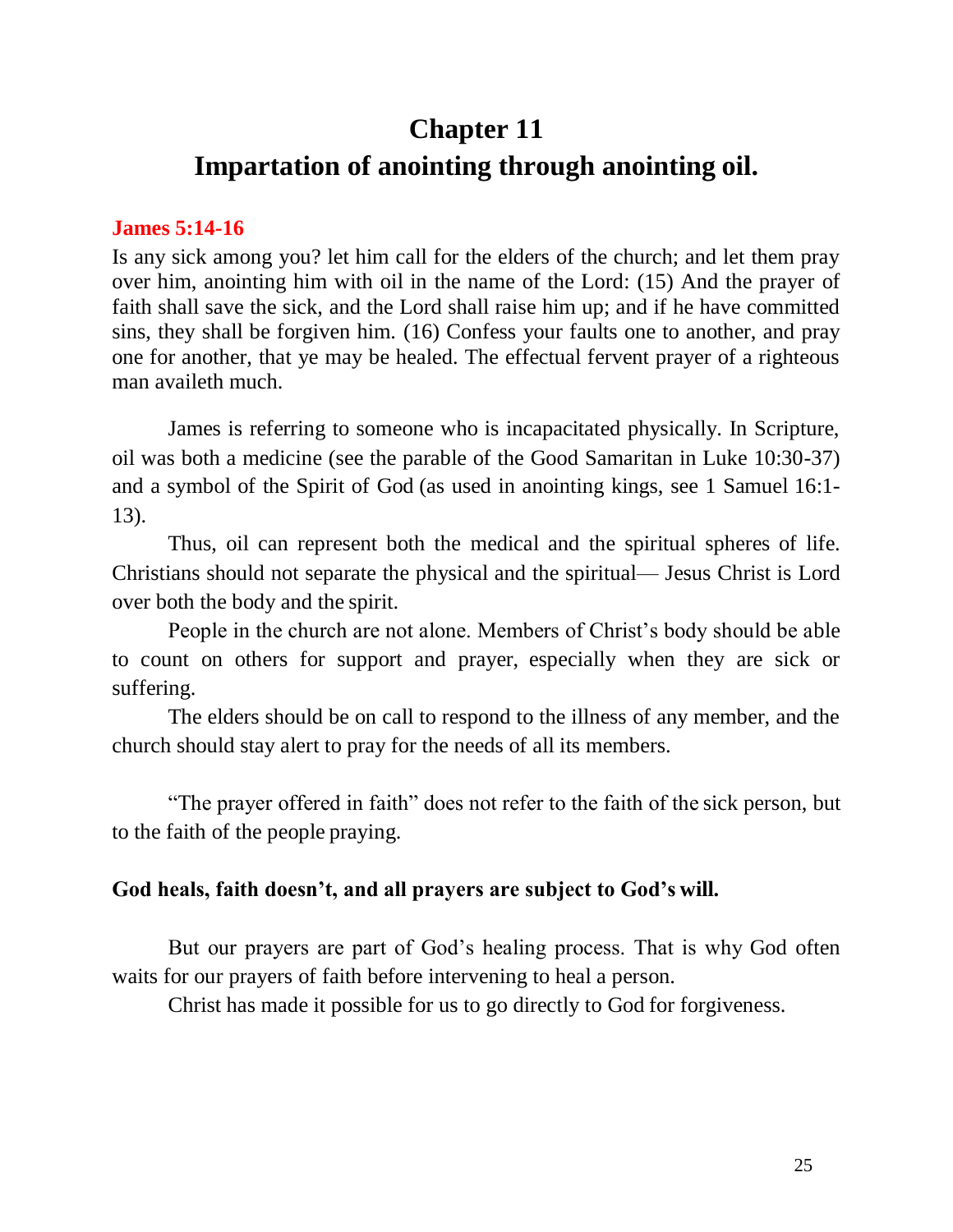# Chapter 11

# Impartation of anointing through anointing oil.

**James 5:14-16**

Is any sick among you? let him call for the elders of the church; and let them pray over him, anointing him with oil in the name of the Lord: (15) And the prayer of faith shall save the sick, and the Lord shall raise him up; and if he have committed sins, they shall be forgiven him. (16) Confess your faults one to another, and pray one for another, that ye may be healed. The effectual fervent prayer of a righteous man availeth much.

James is referring to someone who is incapacitated physically. In Scripture, oil was both a medicine (see the parable of the Good Samaritan in Luke 10:30-37) and a symbol of the Spirit of God (as used in anointing kings, see 1 Samuel 16:1-13).

Thus, oil can represent both the medical and the spiritual spheres of life. Christians should not separate the physical and the spiritual— Jesus Christ is Lord over both the body and the spirit.

People in the church are not alone. Members of Christ's body should be able to count on others for support and prayer, especially when they are sick or suffering.

The elders should be on call to respond to the illness of any member, and the church should stay alert to pray for the needs of all its members.

"The prayer offered in faith" does not refer to the faith of the sick person, but to the faith of the people praying.

**God heals, faith doesn't, and all prayers are subject to God's will.**

But our prayers are part of God's healing process. That is why God often waits for our prayers of faith before intervening to heal a person.

Christ has made it possible for us to go directly to God for forgiveness.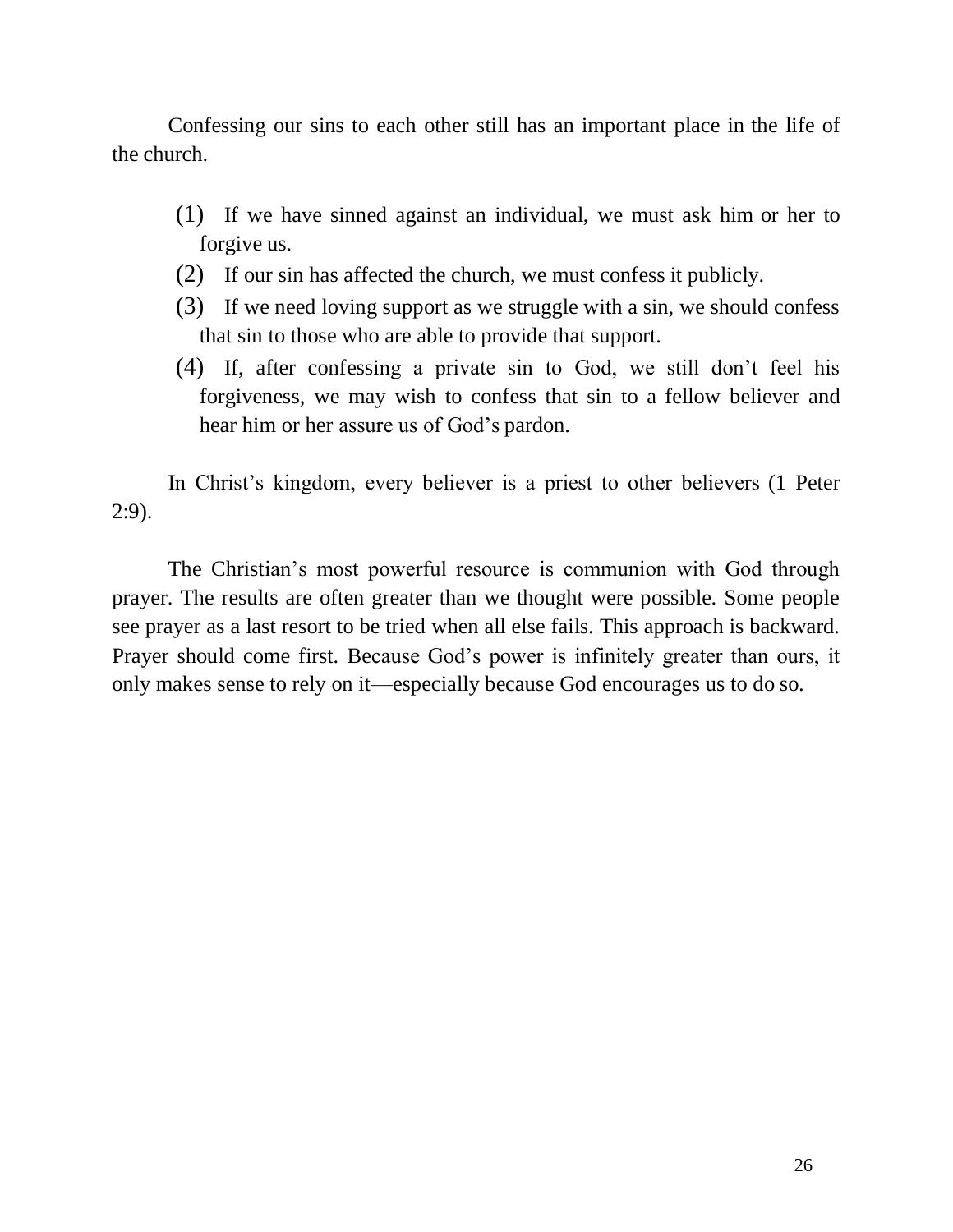Confessing our sins to each other still has an important place in the life of the church.

(1) If we have sinned against an individual, we must ask him or her to forgive us.

(2) If our sin has affected the church, we must confess it publicly.

(3) If we need loving support as we struggle with a sin, we should confess that sin to those who are able to provide that support.

(4) If, after confessing a private sin to God, we still don't feel his forgiveness, we may wish to confess that sin to a fellow believer and hear him or her assure us of God's pardon.

In Christ's kingdom, every believer is a priest to other believers (1 Peter 2:9).

The Christian's most powerful resource is communion with God through prayer. The results are often greater than we thought were possible. Some people see prayer as a last resort to be tried when all else fails. This approach is backward. Prayer should come first. Because God's power is infinitely greater than ours, it only makes sense to rely on it—especially because God encourages us to do so.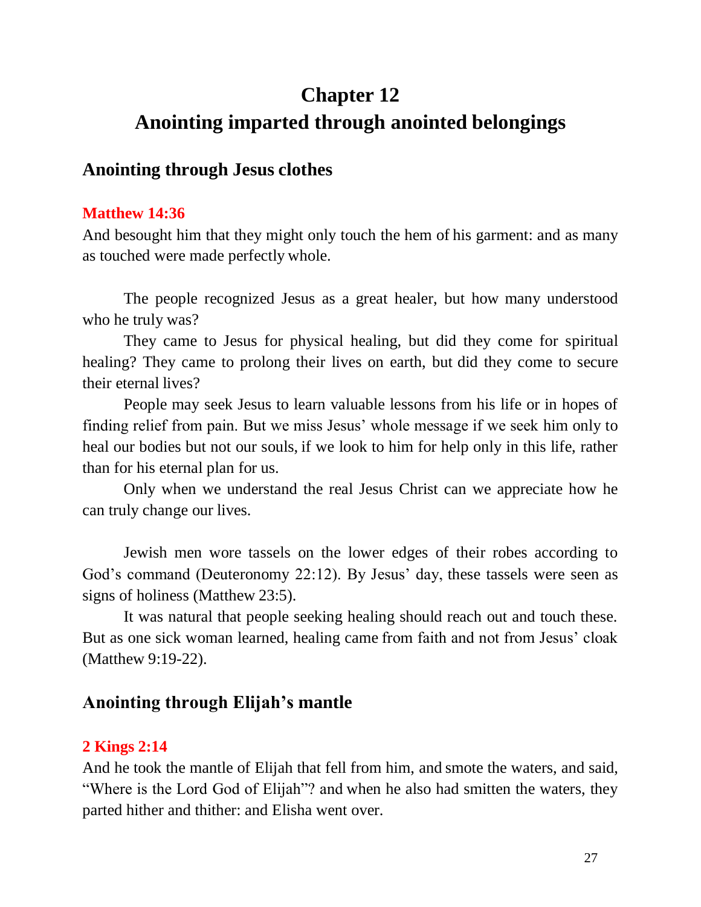# Chapter 12
# Anointing imparted through anointed belongings

## Anointing through Jesus clothes

**Matthew 14:36**

And besought him that they might only touch the hem of his garment: and as many as touched were made perfectly whole.

The people recognized Jesus as a great healer, but how many understood who he truly was?

They came to Jesus for physical healing, but did they come for spiritual healing? They came to prolong their lives on earth, but did they come to secure their eternal lives?

People may seek Jesus to learn valuable lessons from his life or in hopes of finding relief from pain. But we miss Jesus' whole message if we seek him only to heal our bodies but not our souls, if we look to him for help only in this life, rather than for his eternal plan for us.

Only when we understand the real Jesus Christ can we appreciate how he can truly change our lives.

Jewish men wore tassels on the lower edges of their robes according to God's command (Deuteronomy 22:12). By Jesus' day, these tassels were seen as signs of holiness (Matthew 23:5).

It was natural that people seeking healing should reach out and touch these. But as one sick woman learned, healing came from faith and not from Jesus' cloak (Matthew 9:19-22).

## Anointing through Elijah's mantle

**2 Kings 2:14**

And he took the mantle of Elijah that fell from him, and smote the waters, and said, "Where is the Lord God of Elijah"? and when he also had smitten the waters, they parted hither and thither: and Elisha went over.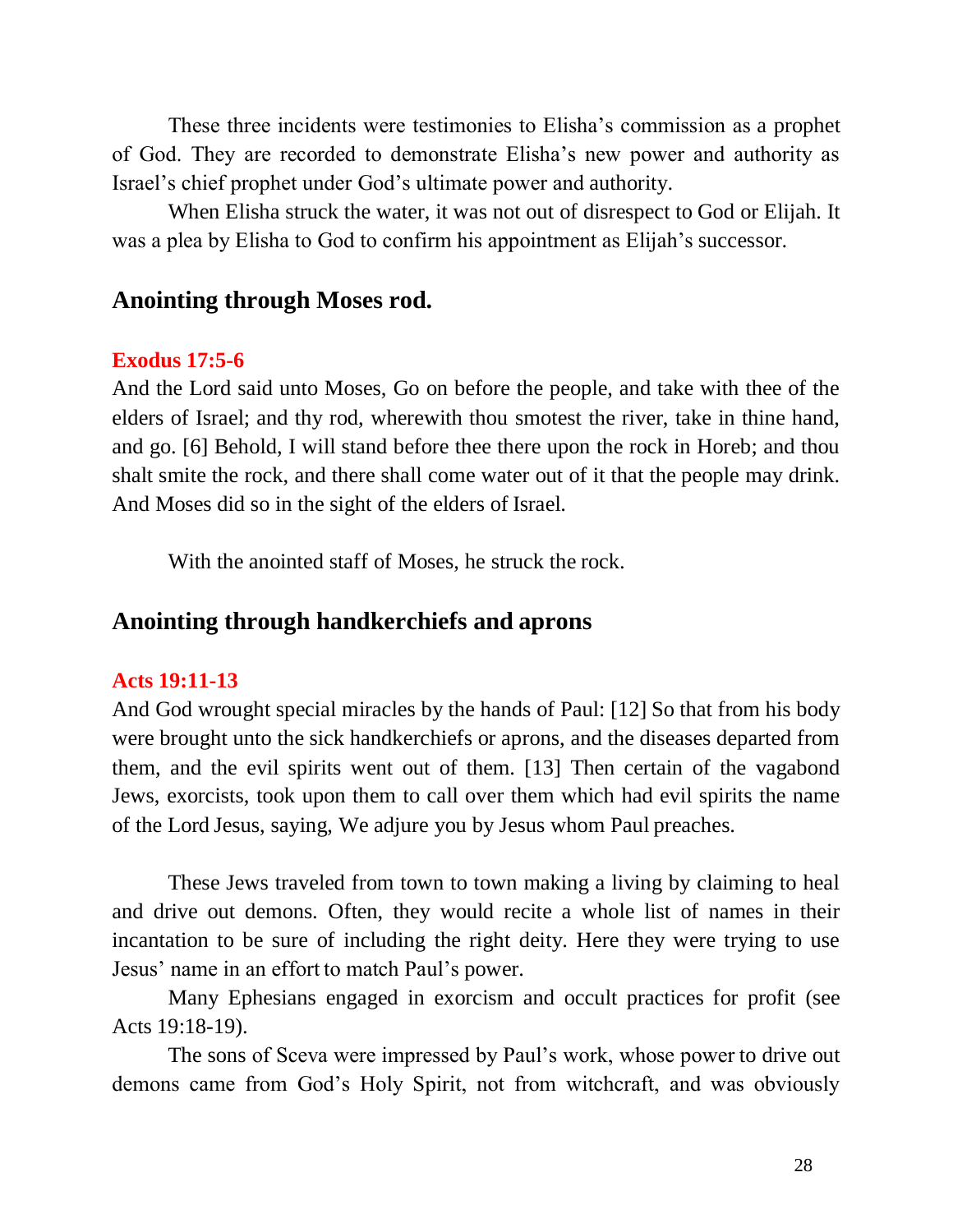These three incidents were testimonies to Elisha's commission as a prophet of God. They are recorded to demonstrate Elisha's new power and authority as Israel's chief prophet under God's ultimate power and authority.

When Elisha struck the water, it was not out of disrespect to God or Elijah. It was a plea by Elisha to God to confirm his appointment as Elijah's successor.

## Anointing through Moses rod.

**Exodus 17:5-6**

And the Lord said unto Moses, Go on before the people, and take with thee of the elders of Israel; and thy rod, wherewith thou smotest the river, take in thine hand, and go. [6] Behold, I will stand before thee there upon the rock in Horeb; and thou shalt smite the rock, and there shall come water out of it that the people may drink. And Moses did so in the sight of the elders of Israel.

With the anointed staff of Moses, he struck the rock.

## Anointing through handkerchiefs and aprons

**Acts 19:11-13**

And God wrought special miracles by the hands of Paul: [12] So that from his body were brought unto the sick handkerchiefs or aprons, and the diseases departed from them, and the evil spirits went out of them. [13] Then certain of the vagabond Jews, exorcists, took upon them to call over them which had evil spirits the name of the Lord Jesus, saying, We adjure you by Jesus whom Paul preaches.

These Jews traveled from town to town making a living by claiming to heal and drive out demons. Often, they would recite a whole list of names in their incantation to be sure of including the right deity. Here they were trying to use Jesus' name in an effort to match Paul's power.

Many Ephesians engaged in exorcism and occult practices for profit (see Acts 19:18-19).

The sons of Sceva were impressed by Paul's work, whose power to drive out demons came from God's Holy Spirit, not from witchcraft, and was obviously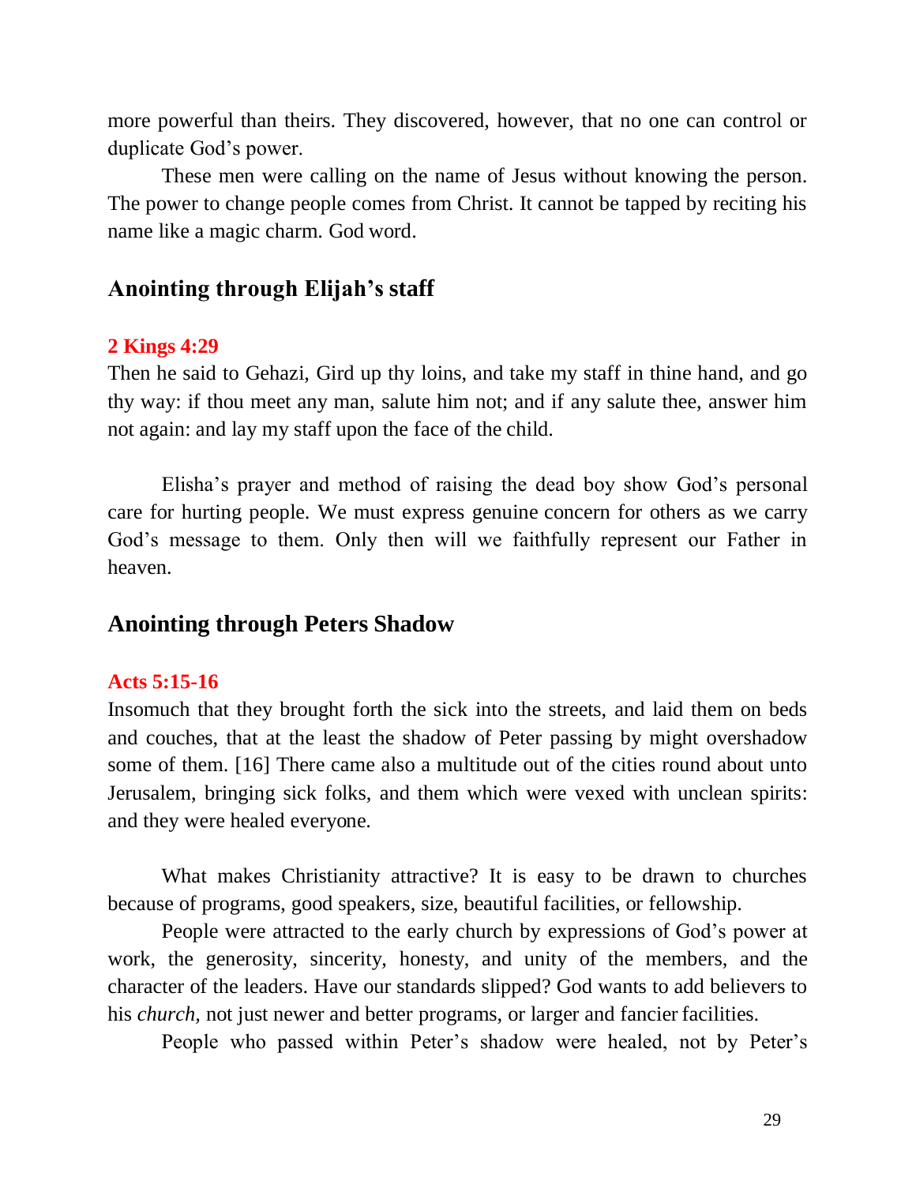more powerful than theirs. They discovered, however, that no one can control or duplicate God's power.

These men were calling on the name of Jesus without knowing the person. The power to change people comes from Christ. It cannot be tapped by reciting his name like a magic charm. God word.

## Anointing through Elijah's staff

**2 Kings 4:29**

Then he said to Gehazi, Gird up thy loins, and take my staff in thine hand, and go thy way: if thou meet any man, salute him not; and if any salute thee, answer him not again: and lay my staff upon the face of the child.

Elisha's prayer and method of raising the dead boy show God's personal care for hurting people. We must express genuine concern for others as we carry God's message to them. Only then will we faithfully represent our Father in heaven.

## Anointing through Peters Shadow

**Acts 5:15-16**

Insomuch that they brought forth the sick into the streets, and laid them on beds and couches, that at the least the shadow of Peter passing by might overshadow some of them. [16] There came also a multitude out of the cities round about unto Jerusalem, bringing sick folks, and them which were vexed with unclean spirits: and they were healed everyone.

What makes Christianity attractive? It is easy to be drawn to churches because of programs, good speakers, size, beautiful facilities, or fellowship.

People were attracted to the early church by expressions of God's power at work, the generosity, sincerity, honesty, and unity of the members, and the character of the leaders. Have our standards slipped? God wants to add believers to his *church,* not just newer and better programs, or larger and fancier facilities.

People who passed within Peter's shadow were healed, not by Peter's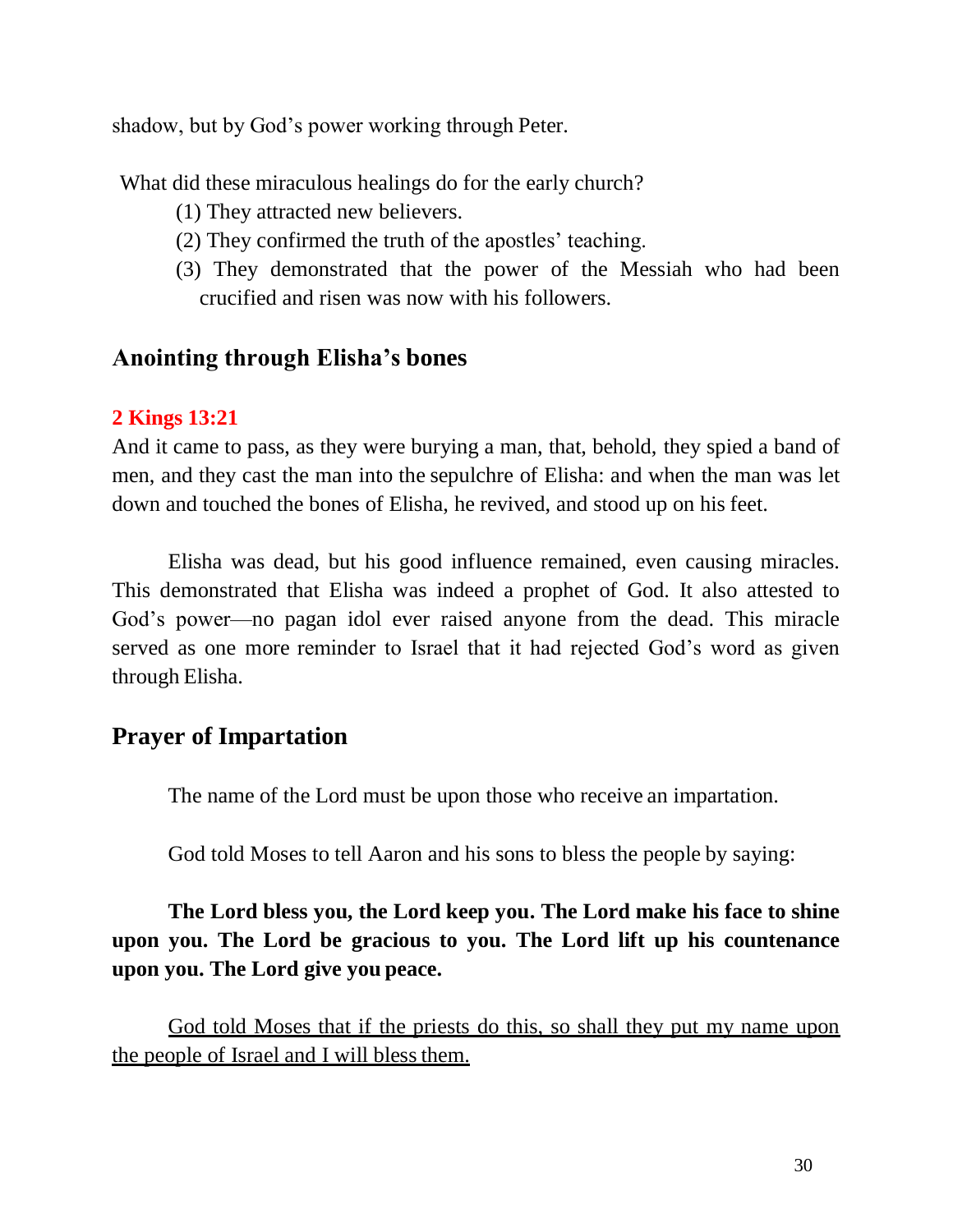shadow, but by God's power working through Peter.

What did these miraculous healings do for the early church?

(1) They attracted new believers.
(2) They confirmed the truth of the apostles' teaching.
(3) They demonstrated that the power of the Messiah who had been crucified and risen was now with his followers.

## Anointing through Elisha's bones

**2 Kings 13:21**

And it came to pass, as they were burying a man, that, behold, they spied a band of men, and they cast the man into the sepulchre of Elisha: and when the man was let down and touched the bones of Elisha, he revived, and stood up on his feet.

Elisha was dead, but his good influence remained, even causing miracles. This demonstrated that Elisha was indeed a prophet of God. It also attested to God's power—no pagan idol ever raised anyone from the dead. This miracle served as one more reminder to Israel that it had rejected God's word as given through Elisha.

## Prayer of Impartation

The name of the Lord must be upon those who receive an impartation.

God told Moses to tell Aaron and his sons to bless the people by saying:

**The Lord bless you, the Lord keep you. The Lord make his face to shine upon you. The Lord be gracious to you. The Lord lift up his countenance upon you. The Lord give you peace.**

<u>God told Moses that if the priests do this, so shall they put my name upon the people of Israel and I will bless them.</u>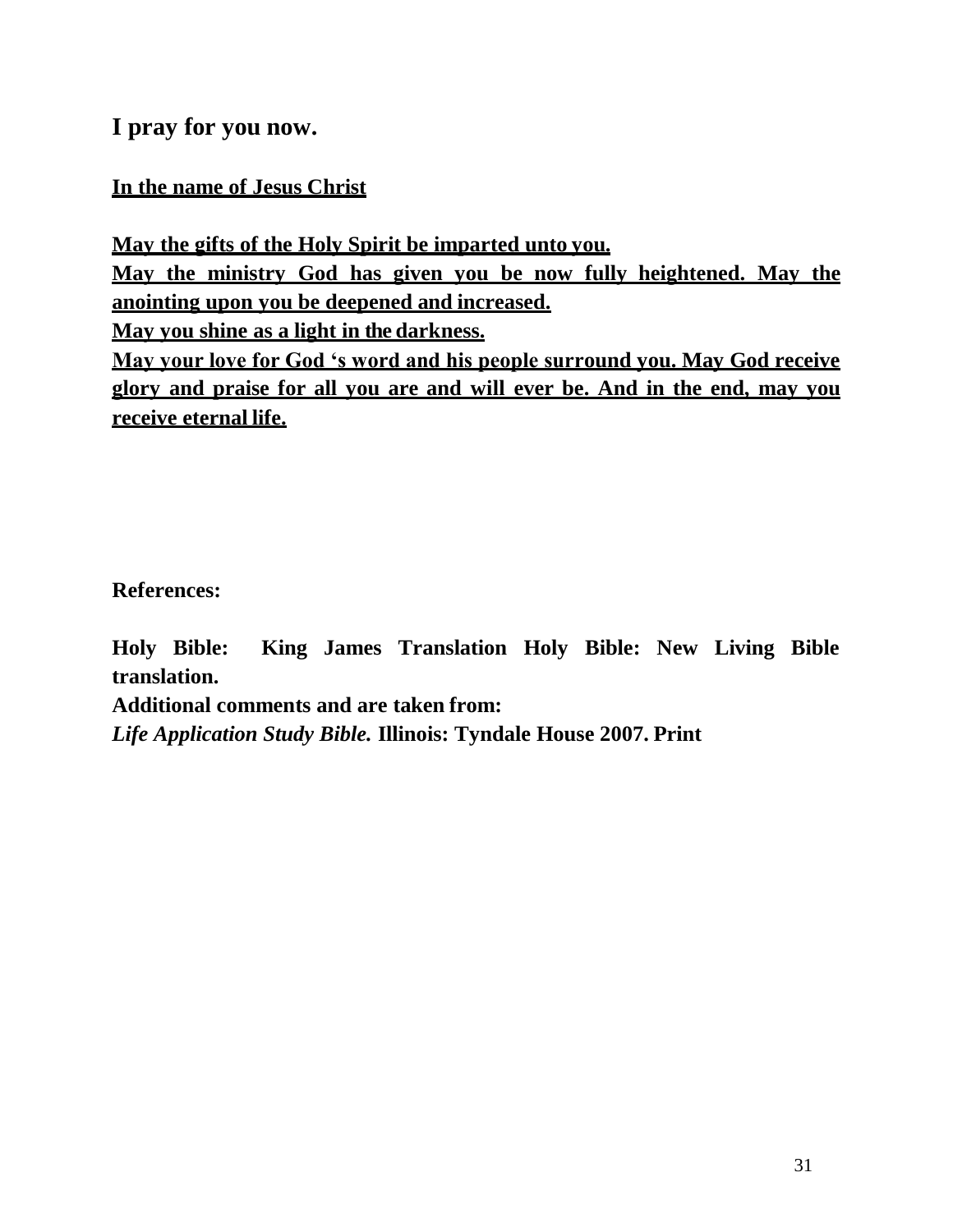## I pray for you now.

**In the name of Jesus Christ**

**May the gifts of the Holy Spirit be imparted unto you.**
**May the ministry God has given you be now fully heightened. May the anointing upon you be deepened and increased.**
**May you shine as a light in the darkness.**
**May your love for God 's word and his people surround you. May God receive glory and praise for all you are and will ever be. And in the end, may you receive eternal life.**

**References:**

**Holy Bible: King James Translation Holy Bible: New Living Bible translation.**
**Additional comments and are taken from:**
***Life Application Study Bible.* Illinois: Tyndale House 2007. Print**